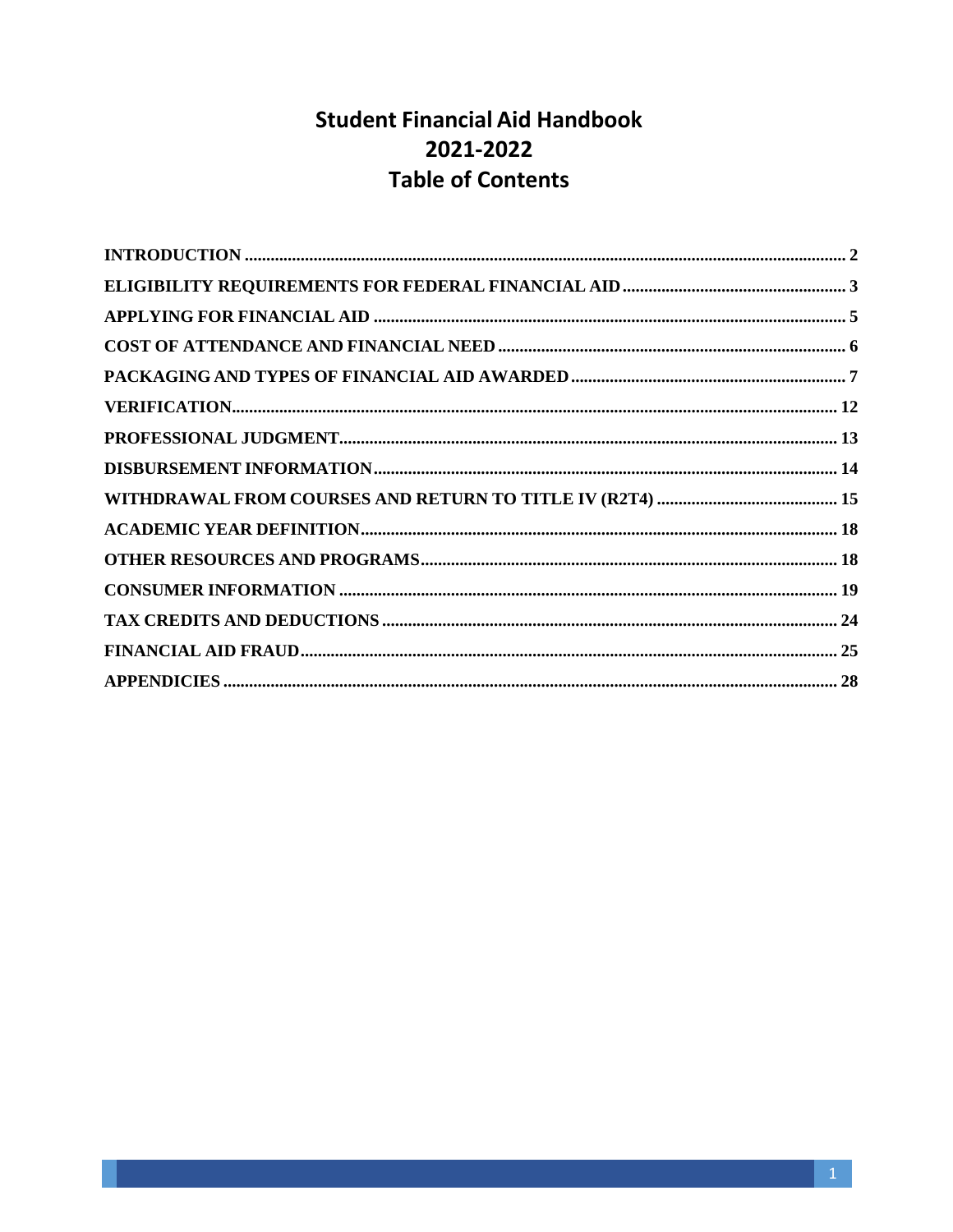# Student Financial Aid Handbook
# 2021-2022
# Table of Contents

| | |
|---|---|
| **INTRODUCTION** | **2** |
| **ELIGIBILITY REQUIREMENTS FOR FEDERAL FINANCIAL AID** | **3** |
| **APPLYING FOR FINANCIAL AID** | **5** |
| **COST OF ATTENDANCE AND FINANCIAL NEED** | **6** |
| **PACKAGING AND TYPES OF FINANCIAL AID AWARDED** | **7** |
| **VERIFICATION** | **12** |
| **PROFESSIONAL JUDGMENT** | **13** |
| **DISBURSEMENT INFORMATION** | **14** |
| **WITHDRAWAL FROM COURSES AND RETURN TO TITLE IV (R2T4)** | **15** |
| **ACADEMIC YEAR DEFINITION** | **18** |
| **OTHER RESOURCES AND PROGRAMS** | **18** |
| **CONSUMER INFORMATION** | **19** |
| **TAX CREDITS AND DEDUCTIONS** | **24** |
| **FINANCIAL AID FRAUD** | **25** |
| **APPENDICIES** | **28** |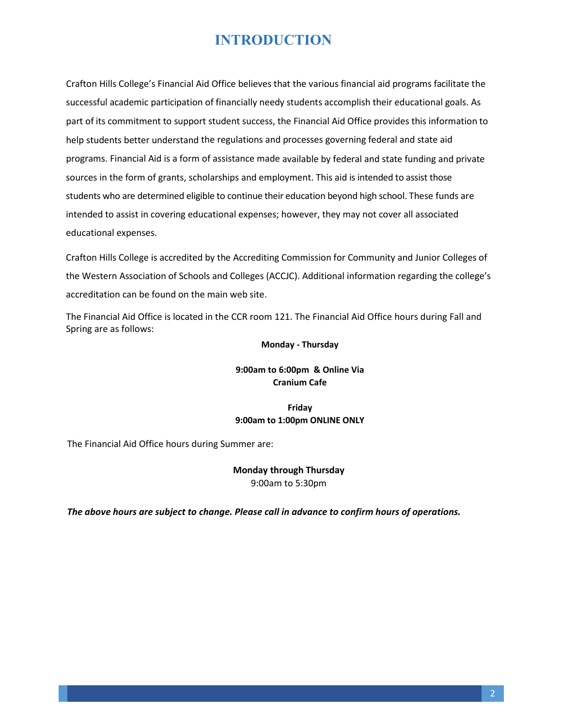# INTRODUCTION

Crafton Hills College's Financial Aid Office believes that the various financial aid programs facilitate the successful academic participation of financially needy students accomplish their educational goals. As part of its commitment to support student success, the Financial Aid Office provides this information to help students better understand the regulations and processes governing federal and state aid programs. Financial Aid is a form of assistance made available by federal and state funding and private sources in the form of grants, scholarships and employment. This aid is intended to assist those students who are determined eligible to continue their education beyond high school. These funds are intended to assist in covering educational expenses; however, they may not cover all associated educational expenses.

Crafton Hills College is accredited by the Accrediting Commission for Community and Junior Colleges of the Western Association of Schools and Colleges (ACCJC). Additional information regarding the college's accreditation can be found on the main web site.

The Financial Aid Office is located in the CCR room 121. The Financial Aid Office hours during Fall and Spring are as follows:

**Monday - Thursday**

**9:00am to 6:00pm & Online Via Cranium Cafe**

**Friday**
**9:00am to 1:00pm ONLINE ONLY**

The Financial Aid Office hours during Summer are:

**Monday through Thursday**
9:00am to 5:30pm

***The above hours are subject to change. Please call in advance to confirm hours of operations.***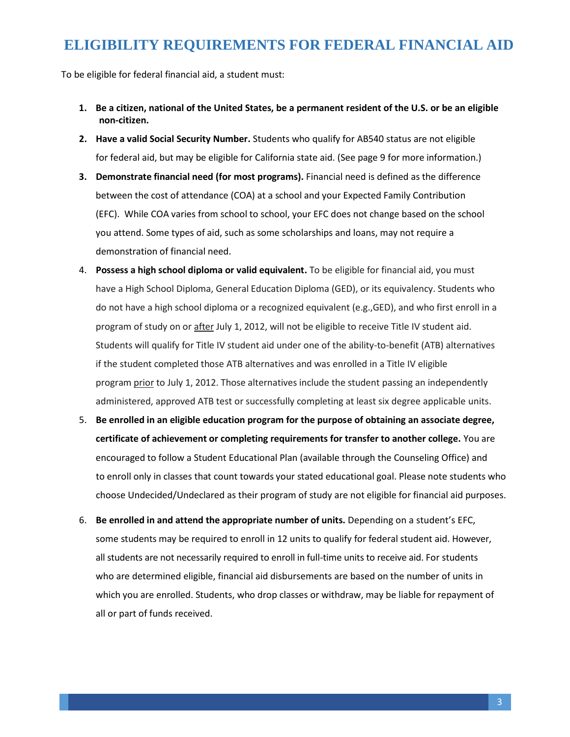# ELIGIBILITY REQUIREMENTS FOR FEDERAL FINANCIAL AID

To be eligible for federal financial aid, a student must:

1. **Be a citizen, national of the United States, be a permanent resident of the U.S. or be an eligible non-citizen.**
2. **Have a valid Social Security Number.** Students who qualify for AB540 status are not eligible for federal aid, but may be eligible for California state aid. (See page 9 for more information.)
3. **Demonstrate financial need (for most programs).** Financial need is defined as the difference between the cost of attendance (COA) at a school and your Expected Family Contribution (EFC). While COA varies from school to school, your EFC does not change based on the school you attend. Some types of aid, such as some scholarships and loans, may not require a demonstration of financial need.
4. **Possess a high school diploma or valid equivalent.** To be eligible for financial aid, you must have a High School Diploma, General Education Diploma (GED), or its equivalency. Students who do not have a high school diploma or a recognized equivalent (e.g.,GED), and who first enroll in a program of study on or after July 1, 2012, will not be eligible to receive Title IV student aid. Students will qualify for Title IV student aid under one of the ability-to-benefit (ATB) alternatives if the student completed those ATB alternatives and was enrolled in a Title IV eligible program prior to July 1, 2012. Those alternatives include the student passing an independently administered, approved ATB test or successfully completing at least six degree applicable units.
5. **Be enrolled in an eligible education program for the purpose of obtaining an associate degree, certificate of achievement or completing requirements for transfer to another college.** You are encouraged to follow a Student Educational Plan (available through the Counseling Office) and to enroll only in classes that count towards your stated educational goal. Please note students who choose Undecided/Undeclared as their program of study are not eligible for financial aid purposes.
6. **Be enrolled in and attend the appropriate number of units.** Depending on a student's EFC, some students may be required to enroll in 12 units to qualify for federal student aid. However, all students are not necessarily required to enroll in full-time units to receive aid. For students who are determined eligible, financial aid disbursements are based on the number of units in which you are enrolled. Students, who drop classes or withdraw, may be liable for repayment of all or part of funds received.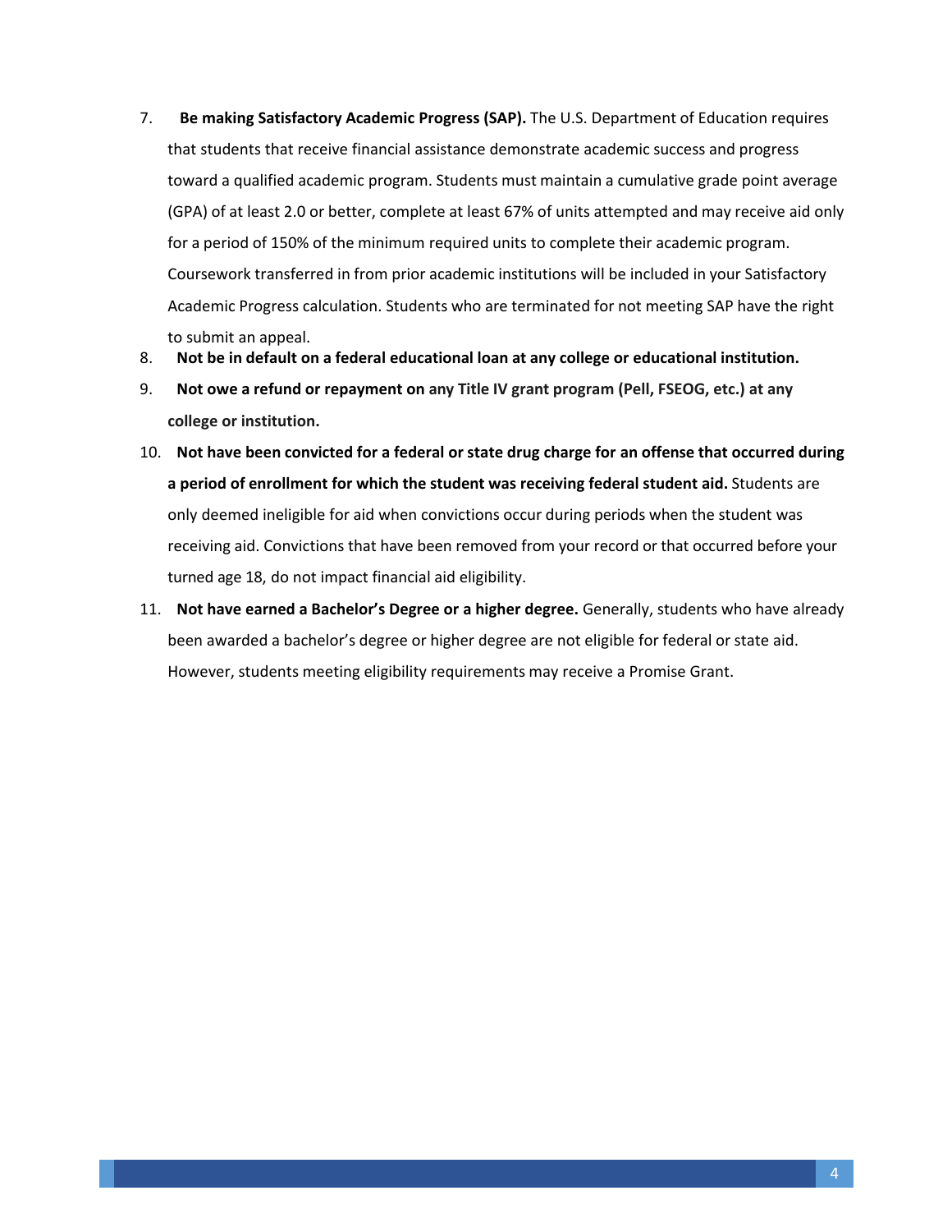7. **Be making Satisfactory Academic Progress (SAP).** The U.S. Department of Education requires that students that receive financial assistance demonstrate academic success and progress toward a qualified academic program. Students must maintain a cumulative grade point average (GPA) of at least 2.0 or better, complete at least 67% of units attempted and may receive aid only for a period of 150% of the minimum required units to complete their academic program. Coursework transferred in from prior academic institutions will be included in your Satisfactory Academic Progress calculation. Students who are terminated for not meeting SAP have the right to submit an appeal.
8. **Not be in default on a federal educational loan at any college or educational institution.**
9. **Not owe a refund or repayment on any Title IV grant program (Pell, FSEOG, etc.) at any college or institution.**
10. **Not have been convicted for a federal or state drug charge for an offense that occurred during a period of enrollment for which the student was receiving federal student aid.** Students are only deemed ineligible for aid when convictions occur during periods when the student was receiving aid. Convictions that have been removed from your record or that occurred before your turned age 18, do not impact financial aid eligibility.
11. **Not have earned a Bachelor's Degree or a higher degree.** Generally, students who have already been awarded a bachelor's degree or higher degree are not eligible for federal or state aid. However, students meeting eligibility requirements may receive a Promise Grant.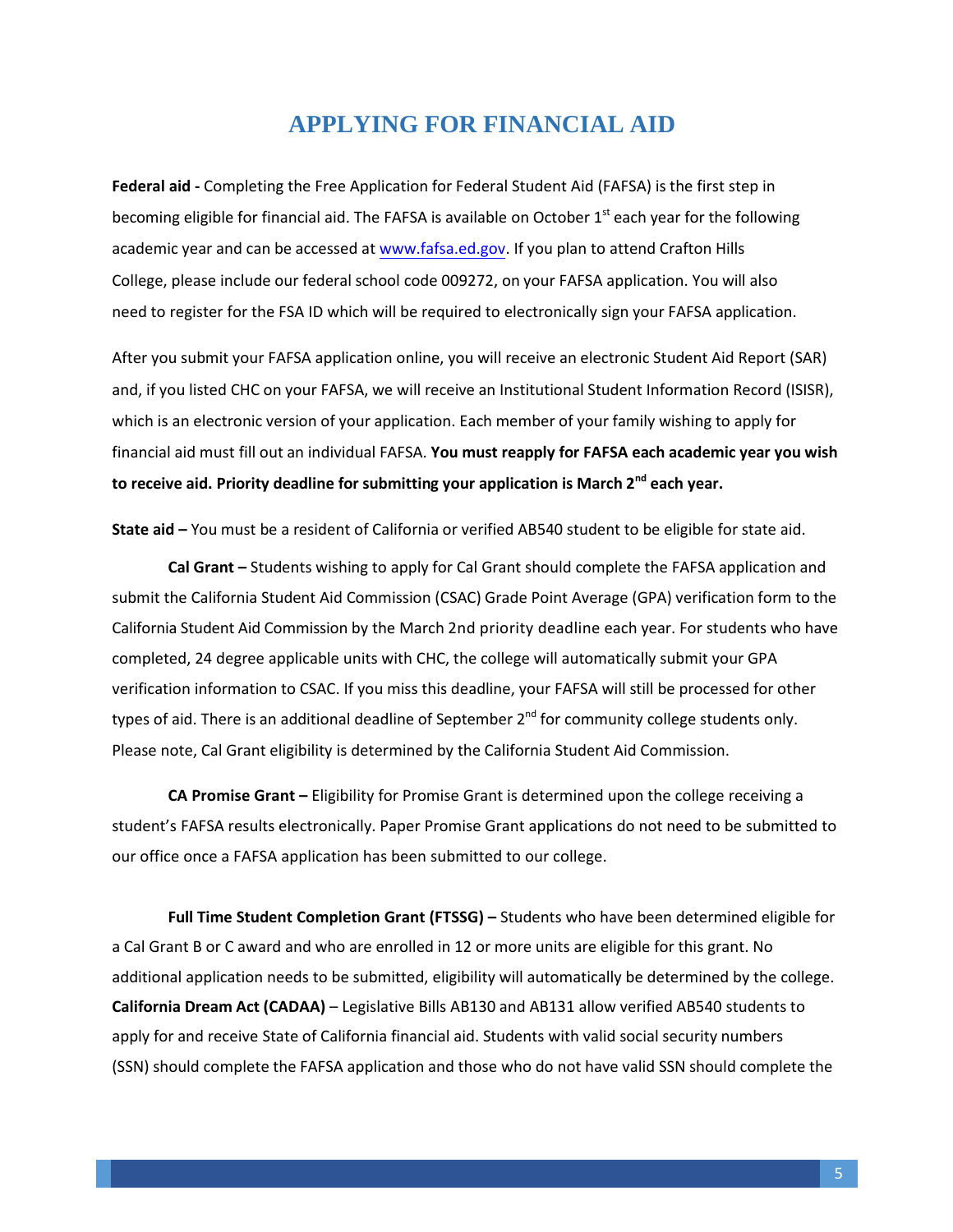# APPLYING FOR FINANCIAL AID

**Federal aid -** Completing the Free Application for Federal Student Aid (FAFSA) is the first step in becoming eligible for financial aid. The FAFSA is available on October 1st each year for the following academic year and can be accessed at www.fafsa.ed.gov. If you plan to attend Crafton Hills College, please include our federal school code 009272, on your FAFSA application. You will also need to register for the FSA ID which will be required to electronically sign your FAFSA application.

After you submit your FAFSA application online, you will receive an electronic Student Aid Report (SAR) and, if you listed CHC on your FAFSA, we will receive an Institutional Student Information Record (ISISR), which is an electronic version of your application. Each member of your family wishing to apply for financial aid must fill out an individual FAFSA. **You must reapply for FAFSA each academic year you wish to receive aid. Priority deadline for submitting your application is March 2nd each year.**

**State aid –** You must be a resident of California or verified AB540 student to be eligible for state aid.

**Cal Grant –** Students wishing to apply for Cal Grant should complete the FAFSA application and submit the California Student Aid Commission (CSAC) Grade Point Average (GPA) verification form to the California Student Aid Commission by the March 2nd priority deadline each year. For students who have completed, 24 degree applicable units with CHC, the college will automatically submit your GPA verification information to CSAC. If you miss this deadline, your FAFSA will still be processed for other types of aid. There is an additional deadline of September 2nd for community college students only. Please note, Cal Grant eligibility is determined by the California Student Aid Commission.

**CA Promise Grant –** Eligibility for Promise Grant is determined upon the college receiving a student's FAFSA results electronically. Paper Promise Grant applications do not need to be submitted to our office once a FAFSA application has been submitted to our college.

**Full Time Student Completion Grant (FTSSG) –** Students who have been determined eligible for a Cal Grant B or C award and who are enrolled in 12 or more units are eligible for this grant. No additional application needs to be submitted, eligibility will automatically be determined by the college.

**California Dream Act (CADAA)** – Legislative Bills AB130 and AB131 allow verified AB540 students to apply for and receive State of California financial aid. Students with valid social security numbers (SSN) should complete the FAFSA application and those who do not have valid SSN should complete the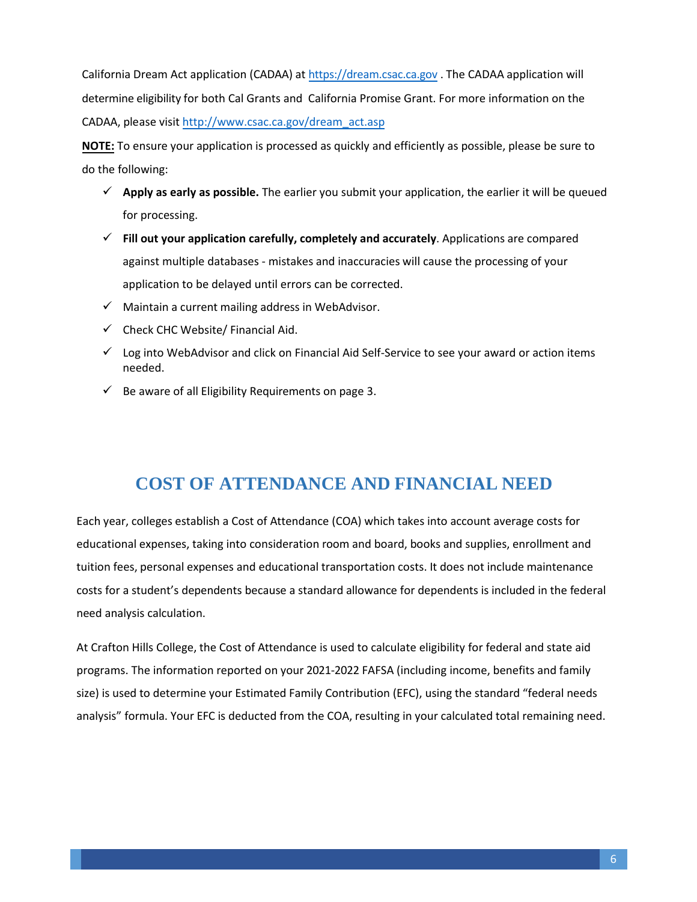California Dream Act application (CADAA) at https://dream.csac.ca.gov . The CADAA application will determine eligibility for both Cal Grants and California Promise Grant. For more information on the CADAA, please visit http://www.csac.ca.gov/dream_act.asp

**NOTE:** To ensure your application is processed as quickly and efficiently as possible, please be sure to do the following:

- ✓ **Apply as early as possible.** The earlier you submit your application, the earlier it will be queued for processing.
- ✓ **Fill out your application carefully, completely and accurately**. Applications are compared against multiple databases - mistakes and inaccuracies will cause the processing of your application to be delayed until errors can be corrected.
- ✓ Maintain a current mailing address in WebAdvisor.
- ✓ Check CHC Website/ Financial Aid.
- ✓ Log into WebAdvisor and click on Financial Aid Self-Service to see your award or action items needed.
- ✓ Be aware of all Eligibility Requirements on page 3.

## COST OF ATTENDANCE AND FINANCIAL NEED

Each year, colleges establish a Cost of Attendance (COA) which takes into account average costs for educational expenses, taking into consideration room and board, books and supplies, enrollment and tuition fees, personal expenses and educational transportation costs. It does not include maintenance costs for a student's dependents because a standard allowance for dependents is included in the federal need analysis calculation.

At Crafton Hills College, the Cost of Attendance is used to calculate eligibility for federal and state aid programs. The information reported on your 2021-2022 FAFSA (including income, benefits and family size) is used to determine your Estimated Family Contribution (EFC), using the standard "federal needs analysis" formula. Your EFC is deducted from the COA, resulting in your calculated total remaining need.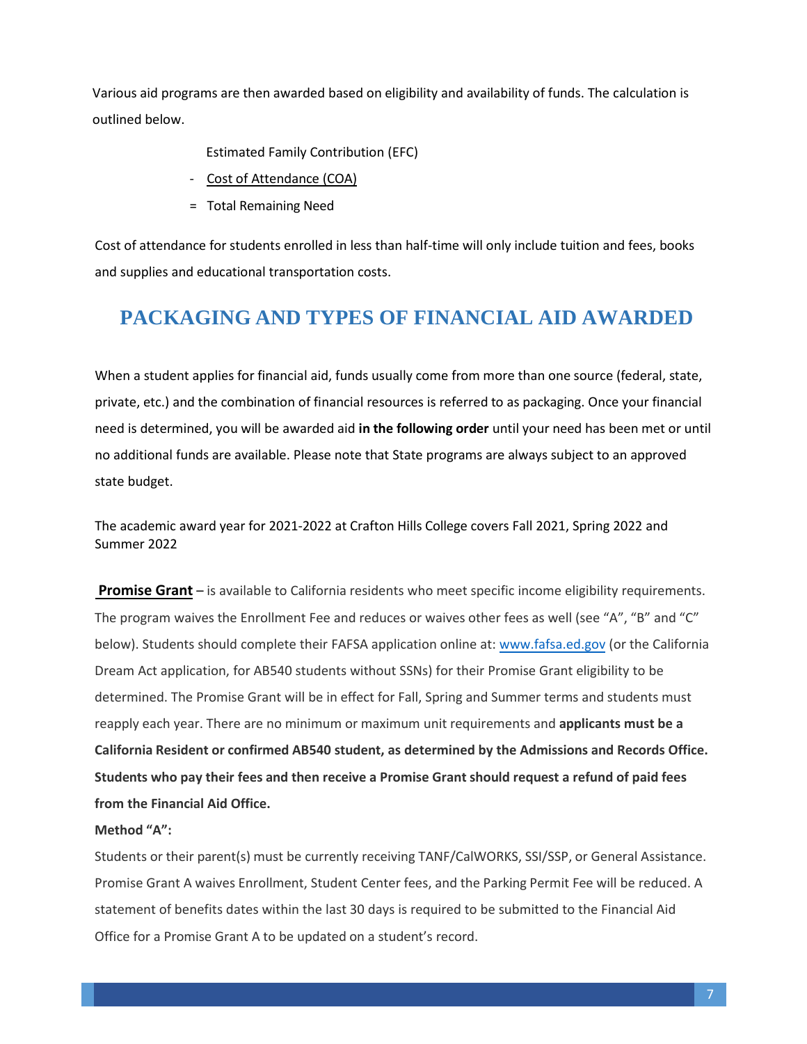Various aid programs are then awarded based on eligibility and availability of funds. The calculation is outlined below.

Estimated Family Contribution (EFC)

\- Cost of Attendance (COA)

= Total Remaining Need

Cost of attendance for students enrolled in less than half-time will only include tuition and fees, books and supplies and educational transportation costs.

## PACKAGING AND TYPES OF FINANCIAL AID AWARDED

When a student applies for financial aid, funds usually come from more than one source (federal, state, private, etc.) and the combination of financial resources is referred to as packaging. Once your financial need is determined, you will be awarded aid **in the following order** until your need has been met or until no additional funds are available. Please note that State programs are always subject to an approved state budget.

The academic award year for 2021-2022 at Crafton Hills College covers Fall 2021, Spring 2022 and Summer 2022

**Promise Grant** – is available to California residents who meet specific income eligibility requirements. The program waives the Enrollment Fee and reduces or waives other fees as well (see "A", "B" and "C" below). Students should complete their FAFSA application online at: www.fafsa.ed.gov (or the California Dream Act application, for AB540 students without SSNs) for their Promise Grant eligibility to be determined. The Promise Grant will be in effect for Fall, Spring and Summer terms and students must reapply each year. There are no minimum or maximum unit requirements and **applicants must be a California Resident or confirmed AB540 student, as determined by the Admissions and Records Office. Students who pay their fees and then receive a Promise Grant should request a refund of paid fees from the Financial Aid Office.**

**Method "A":**

Students or their parent(s) must be currently receiving TANF/CalWORKS, SSI/SSP, or General Assistance. Promise Grant A waives Enrollment, Student Center fees, and the Parking Permit Fee will be reduced. A statement of benefits dates within the last 30 days is required to be submitted to the Financial Aid Office for a Promise Grant A to be updated on a student's record.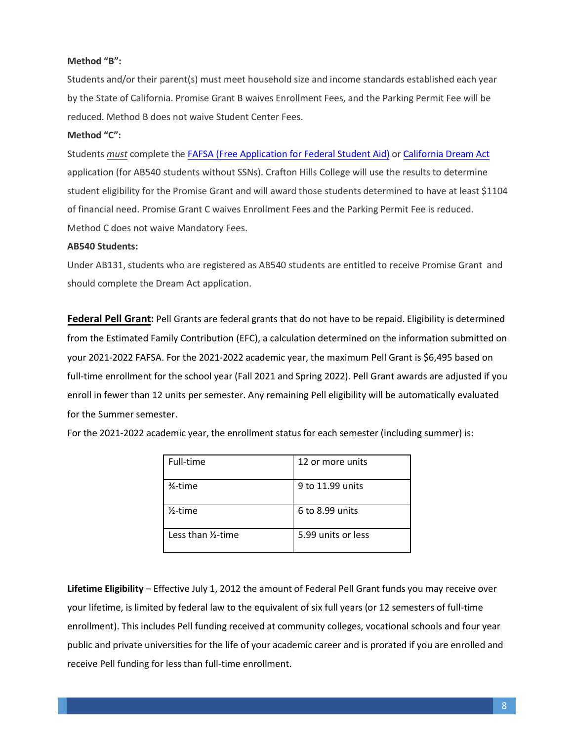**Method "B":**

Students and/or their parent(s) must meet household size and income standards established each year by the State of California. Promise Grant B waives Enrollment Fees, and the Parking Permit Fee will be reduced. Method B does not waive Student Center Fees.

**Method "C":**

Students *must* complete the [FAFSA (Free Application for Federal Student Aid)]() or [California Dream Act]() application (for AB540 students without SSNs). Crafton Hills College will use the results to determine student eligibility for the Promise Grant and will award those students determined to have at least $1104 of financial need. Promise Grant C waives Enrollment Fees and the Parking Permit Fee is reduced. Method C does not waive Mandatory Fees.

**AB540 Students:**

Under AB131, students who are registered as AB540 students are entitled to receive Promise Grant and should complete the Dream Act application.

**Federal Pell Grant:** Pell Grants are federal grants that do not have to be repaid. Eligibility is determined from the Estimated Family Contribution (EFC), a calculation determined on the information submitted on your 2021-2022 FAFSA. For the 2021-2022 academic year, the maximum Pell Grant is $6,495 based on full-time enrollment for the school year (Fall 2021 and Spring 2022). Pell Grant awards are adjusted if you enroll in fewer than 12 units per semester. Any remaining Pell eligibility will be automatically evaluated for the Summer semester.

For the 2021-2022 academic year, the enrollment status for each semester (including summer) is:

| Full-time | 12 or more units |
|---|---|
| ¾-time | 9 to 11.99 units |
| ½-time | 6 to 8.99 units |
| Less than ½-time | 5.99 units or less |

**Lifetime Eligibility** – Effective July 1, 2012 the amount of Federal Pell Grant funds you may receive over your lifetime, is limited by federal law to the equivalent of six full years (or 12 semesters of full-time enrollment). This includes Pell funding received at community colleges, vocational schools and four year public and private universities for the life of your academic career and is prorated if you are enrolled and receive Pell funding for less than full-time enrollment.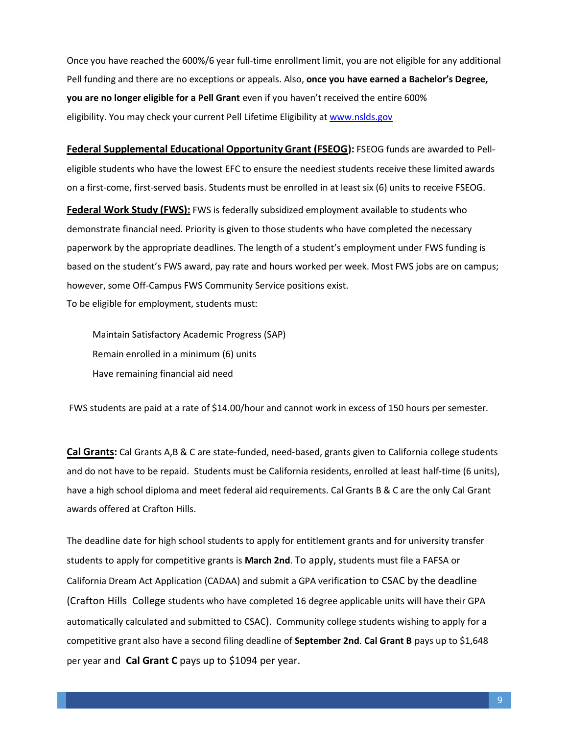Once you have reached the 600%/6 year full-time enrollment limit, you are not eligible for any additional Pell funding and there are no exceptions or appeals. Also, **once you have earned a Bachelor's Degree, you are no longer eligible for a Pell Grant** even if you haven't received the entire 600% eligibility. You may check your current Pell Lifetime Eligibility at [www.nslds.gov](http://www.nslds.gov)

**Federal Supplemental Educational Opportunity Grant (FSEOG):** FSEOG funds are awarded to Pell-eligible students who have the lowest EFC to ensure the neediest students receive these limited awards on a first-come, first-served basis. Students must be enrolled in at least six (6) units to receive FSEOG.

**Federal Work Study (FWS):** FWS is federally subsidized employment available to students who demonstrate financial need. Priority is given to those students who have completed the necessary paperwork by the appropriate deadlines. The length of a student's employment under FWS funding is based on the student's FWS award, pay rate and hours worked per week. Most FWS jobs are on campus; however, some Off-Campus FWS Community Service positions exist.

To be eligible for employment, students must:

- Maintain Satisfactory Academic Progress (SAP)
- Remain enrolled in a minimum (6) units
- Have remaining financial aid need

FWS students are paid at a rate of $14.00/hour and cannot work in excess of 150 hours per semester.

**Cal Grants:** Cal Grants A,B & C are state-funded, need-based, grants given to California college students and do not have to be repaid. Students must be California residents, enrolled at least half-time (6 units), have a high school diploma and meet federal aid requirements. Cal Grants B & C are the only Cal Grant awards offered at Crafton Hills.

The deadline date for high school students to apply for entitlement grants and for university transfer students to apply for competitive grants is **March 2nd**. To apply, students must file a FAFSA or California Dream Act Application (CADAA) and submit a GPA verification to CSAC by the deadline (Crafton Hills College students who have completed 16 degree applicable units will have their GPA automatically calculated and submitted to CSAC). Community college students wishing to apply for a competitive grant also have a second filing deadline of **September 2nd**. **Cal Grant B** pays up to $1,648 per year and **Cal Grant C** pays up to $1094 per year.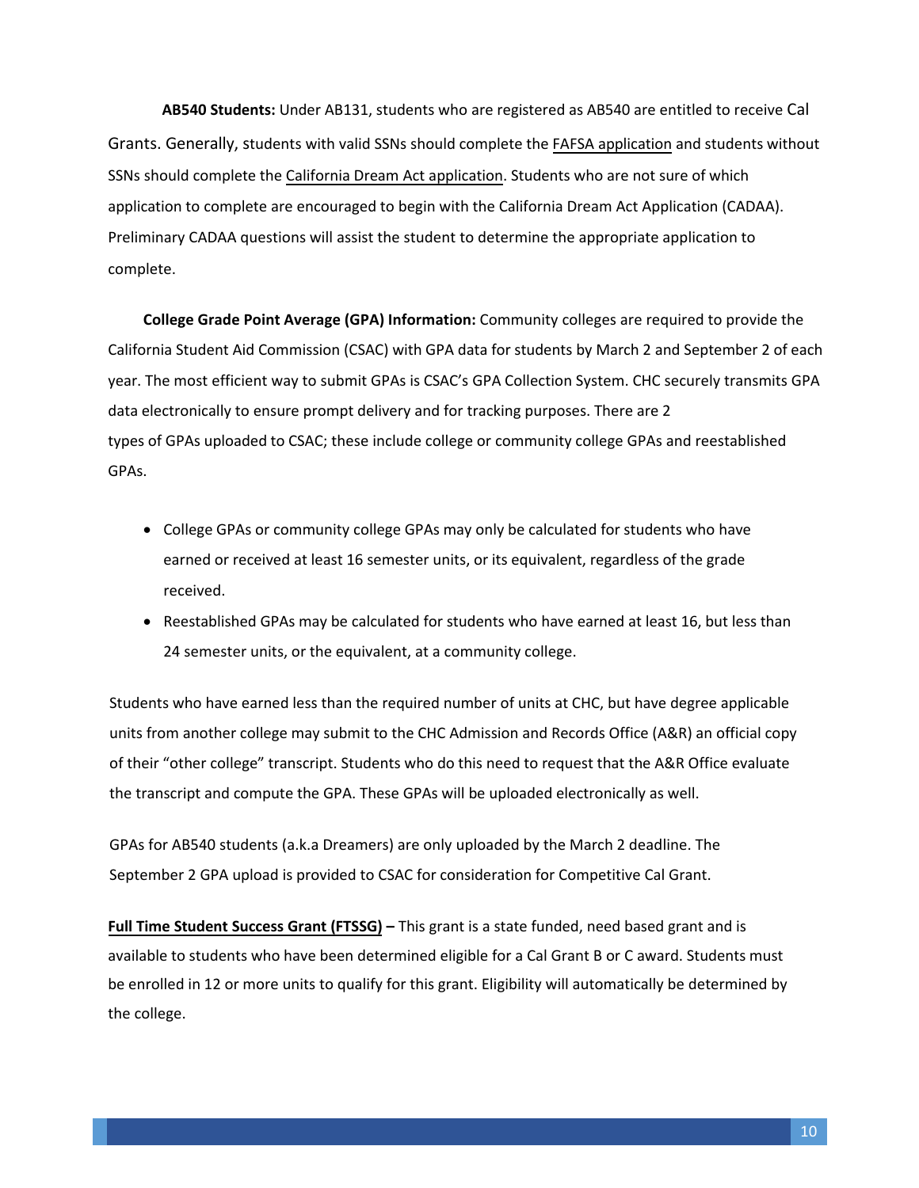**AB540 Students:** Under AB131, students who are registered as AB540 are entitled to receive Cal Grants. Generally, students with valid SSNs should complete the FAFSA application and students without SSNs should complete the California Dream Act application. Students who are not sure of which application to complete are encouraged to begin with the California Dream Act Application (CADAA). Preliminary CADAA questions will assist the student to determine the appropriate application to complete.

**College Grade Point Average (GPA) Information:** Community colleges are required to provide the California Student Aid Commission (CSAC) with GPA data for students by March 2 and September 2 of each year. The most efficient way to submit GPAs is CSAC's GPA Collection System. CHC securely transmits GPA data electronically to ensure prompt delivery and for tracking purposes. There are 2 types of GPAs uploaded to CSAC; these include college or community college GPAs and reestablished GPAs.

- College GPAs or community college GPAs may only be calculated for students who have earned or received at least 16 semester units, or its equivalent, regardless of the grade received.
- Reestablished GPAs may be calculated for students who have earned at least 16, but less than 24 semester units, or the equivalent, at a community college.

Students who have earned less than the required number of units at CHC, but have degree applicable units from another college may submit to the CHC Admission and Records Office (A&R) an official copy of their "other college" transcript. Students who do this need to request that the A&R Office evaluate the transcript and compute the GPA. These GPAs will be uploaded electronically as well.

GPAs for AB540 students (a.k.a Dreamers) are only uploaded by the March 2 deadline. The September 2 GPA upload is provided to CSAC for consideration for Competitive Cal Grant.

**Full Time Student Success Grant (FTSSG) –** This grant is a state funded, need based grant and is available to students who have been determined eligible for a Cal Grant B or C award. Students must be enrolled in 12 or more units to qualify for this grant. Eligibility will automatically be determined by the college.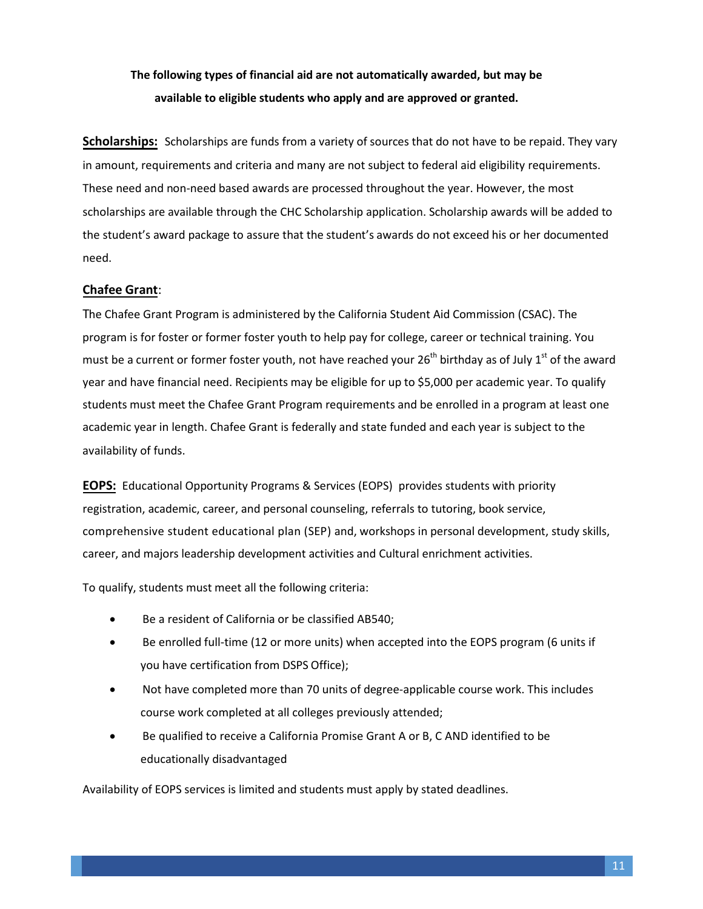**The following types of financial aid are not automatically awarded, but may be available to eligible students who apply and are approved or granted.**

**Scholarships:** Scholarships are funds from a variety of sources that do not have to be repaid. They vary in amount, requirements and criteria and many are not subject to federal aid eligibility requirements. These need and non-need based awards are processed throughout the year. However, the most scholarships are available through the CHC Scholarship application. Scholarship awards will be added to the student's award package to assure that the student's awards do not exceed his or her documented need.

**Chafee Grant**:

The Chafee Grant Program is administered by the California Student Aid Commission (CSAC). The program is for foster or former foster youth to help pay for college, career or technical training. You must be a current or former foster youth, not have reached your 26th birthday as of July 1st of the award year and have financial need. Recipients may be eligible for up to $5,000 per academic year. To qualify students must meet the Chafee Grant Program requirements and be enrolled in a program at least one academic year in length. Chafee Grant is federally and state funded and each year is subject to the availability of funds.

**EOPS:** Educational Opportunity Programs & Services (EOPS) provides students with priority registration, academic, career, and personal counseling, referrals to tutoring, book service, comprehensive student educational plan (SEP) and, workshops in personal development, study skills, career, and majors leadership development activities and Cultural enrichment activities.

To qualify, students must meet all the following criteria:

- Be a resident of California or be classified AB540;
- Be enrolled full-time (12 or more units) when accepted into the EOPS program (6 units if you have certification from DSPS Office);
- Not have completed more than 70 units of degree-applicable course work. This includes course work completed at all colleges previously attended;
- Be qualified to receive a California Promise Grant A or B, C AND identified to be educationally disadvantaged

Availability of EOPS services is limited and students must apply by stated deadlines.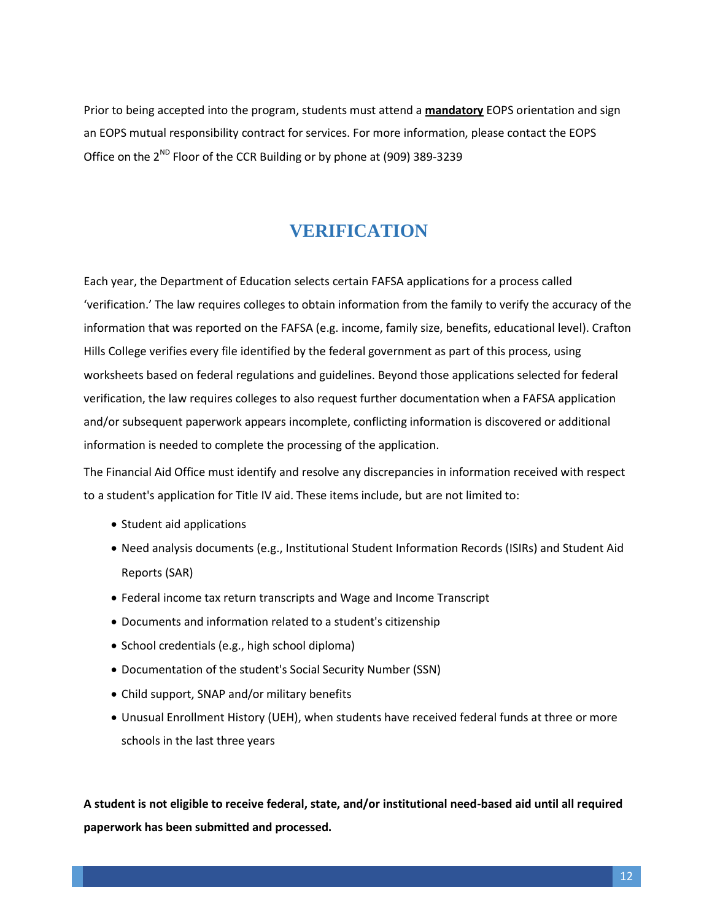Prior to being accepted into the program, students must attend a **mandatory** EOPS orientation and sign an EOPS mutual responsibility contract for services. For more information, please contact the EOPS Office on the 2[ND] Floor of the CCR Building or by phone at (909) 389-3239

# VERIFICATION

Each year, the Department of Education selects certain FAFSA applications for a process called 'verification.' The law requires colleges to obtain information from the family to verify the accuracy of the information that was reported on the FAFSA (e.g. income, family size, benefits, educational level). Crafton Hills College verifies every file identified by the federal government as part of this process, using worksheets based on federal regulations and guidelines. Beyond those applications selected for federal verification, the law requires colleges to also request further documentation when a FAFSA application and/or subsequent paperwork appears incomplete, conflicting information is discovered or additional information is needed to complete the processing of the application.

The Financial Aid Office must identify and resolve any discrepancies in information received with respect to a student's application for Title IV aid. These items include, but are not limited to:

- Student aid applications
- Need analysis documents (e.g., Institutional Student Information Records (ISIRs) and Student Aid Reports (SAR)
- Federal income tax return transcripts and Wage and Income Transcript
- Documents and information related to a student's citizenship
- School credentials (e.g., high school diploma)
- Documentation of the student's Social Security Number (SSN)
- Child support, SNAP and/or military benefits
- Unusual Enrollment History (UEH), when students have received federal funds at three or more schools in the last three years

**A student is not eligible to receive federal, state, and/or institutional need-based aid until all required paperwork has been submitted and processed.**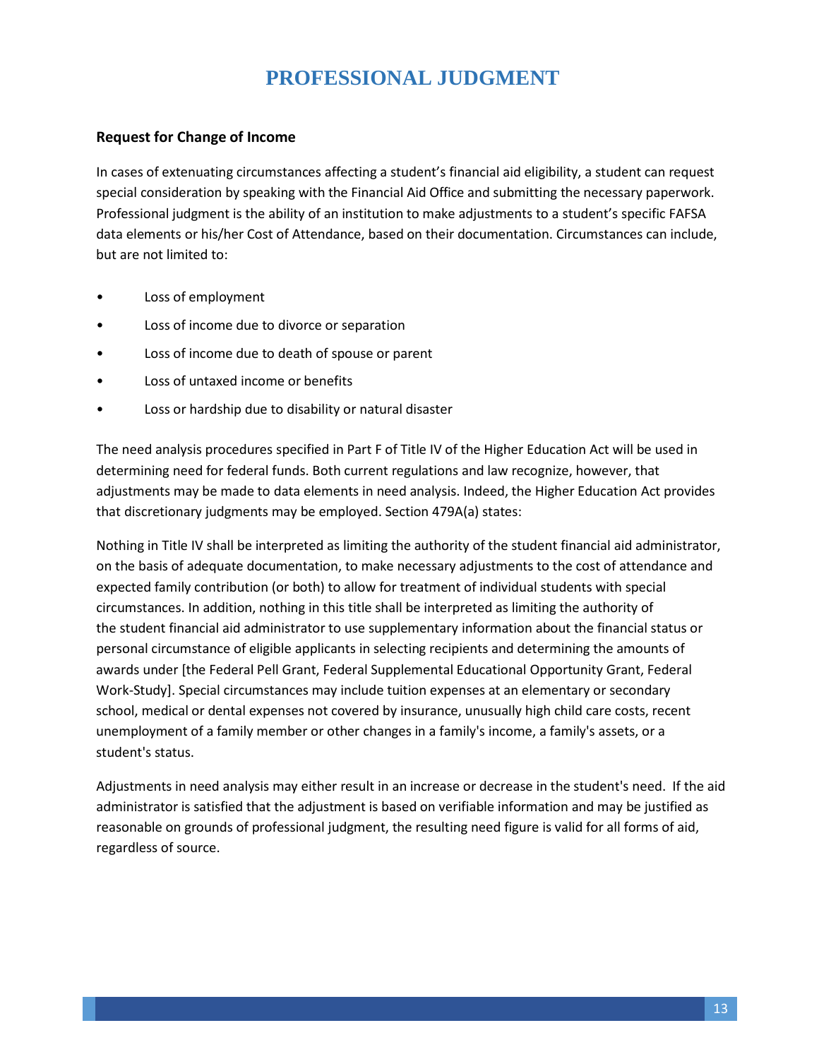# PROFESSIONAL JUDGMENT

### Request for Change of Income

In cases of extenuating circumstances affecting a student's financial aid eligibility, a student can request special consideration by speaking with the Financial Aid Office and submitting the necessary paperwork. Professional judgment is the ability of an institution to make adjustments to a student's specific FAFSA data elements or his/her Cost of Attendance, based on their documentation. Circumstances can include, but are not limited to:

- Loss of employment
- Loss of income due to divorce or separation
- Loss of income due to death of spouse or parent
- Loss of untaxed income or benefits
- Loss or hardship due to disability or natural disaster

The need analysis procedures specified in Part F of Title IV of the Higher Education Act will be used in determining need for federal funds. Both current regulations and law recognize, however, that adjustments may be made to data elements in need analysis. Indeed, the Higher Education Act provides that discretionary judgments may be employed. Section 479A(a) states:

Nothing in Title IV shall be interpreted as limiting the authority of the student financial aid administrator, on the basis of adequate documentation, to make necessary adjustments to the cost of attendance and expected family contribution (or both) to allow for treatment of individual students with special circumstances. In addition, nothing in this title shall be interpreted as limiting the authority of the student financial aid administrator to use supplementary information about the financial status or personal circumstance of eligible applicants in selecting recipients and determining the amounts of awards under [the Federal Pell Grant, Federal Supplemental Educational Opportunity Grant, Federal Work-Study]. Special circumstances may include tuition expenses at an elementary or secondary school, medical or dental expenses not covered by insurance, unusually high child care costs, recent unemployment of a family member or other changes in a family's income, a family's assets, or a student's status.

Adjustments in need analysis may either result in an increase or decrease in the student's need. If the aid administrator is satisfied that the adjustment is based on verifiable information and may be justified as reasonable on grounds of professional judgment, the resulting need figure is valid for all forms of aid, regardless of source.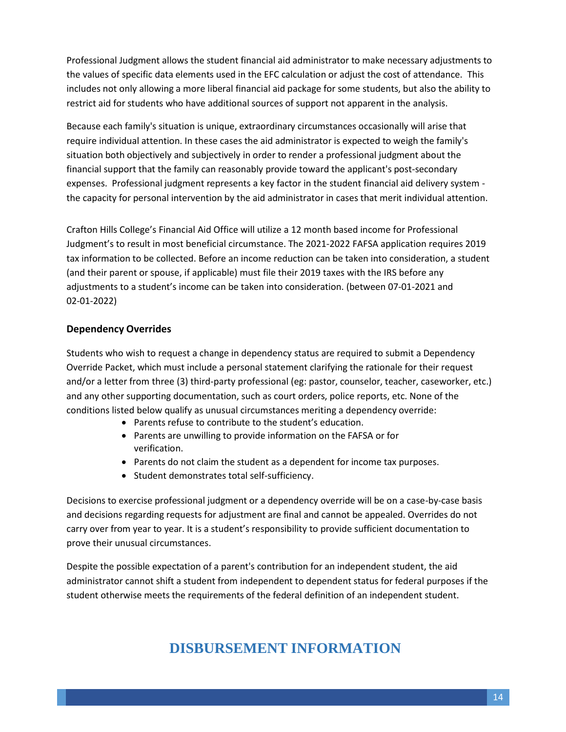Professional Judgment allows the student financial aid administrator to make necessary adjustments to the values of specific data elements used in the EFC calculation or adjust the cost of attendance. This includes not only allowing a more liberal financial aid package for some students, but also the ability to restrict aid for students who have additional sources of support not apparent in the analysis.

Because each family's situation is unique, extraordinary circumstances occasionally will arise that require individual attention. In these cases the aid administrator is expected to weigh the family's situation both objectively and subjectively in order to render a professional judgment about the financial support that the family can reasonably provide toward the applicant's post-secondary expenses. Professional judgment represents a key factor in the student financial aid delivery system - the capacity for personal intervention by the aid administrator in cases that merit individual attention.

Crafton Hills College's Financial Aid Office will utilize a 12 month based income for Professional Judgment's to result in most beneficial circumstance. The 2021-2022 FAFSA application requires 2019 tax information to be collected. Before an income reduction can be taken into consideration, a student (and their parent or spouse, if applicable) must file their 2019 taxes with the IRS before any adjustments to a student's income can be taken into consideration. (between 07-01-2021 and 02-01-2022)

**Dependency Overrides**

Students who wish to request a change in dependency status are required to submit a Dependency Override Packet, which must include a personal statement clarifying the rationale for their request and/or a letter from three (3) third-party professional (eg: pastor, counselor, teacher, caseworker, etc.) and any other supporting documentation, such as court orders, police reports, etc. None of the conditions listed below qualify as unusual circumstances meriting a dependency override:

- Parents refuse to contribute to the student's education.
- Parents are unwilling to provide information on the FAFSA or for verification.
- Parents do not claim the student as a dependent for income tax purposes.
- Student demonstrates total self-sufficiency.

Decisions to exercise professional judgment or a dependency override will be on a case-by-case basis and decisions regarding requests for adjustment are final and cannot be appealed. Overrides do not carry over from year to year. It is a student's responsibility to provide sufficient documentation to prove their unusual circumstances.

Despite the possible expectation of a parent's contribution for an independent student, the aid administrator cannot shift a student from independent to dependent status for federal purposes if the student otherwise meets the requirements of the federal definition of an independent student.

# DISBURSEMENT INFORMATION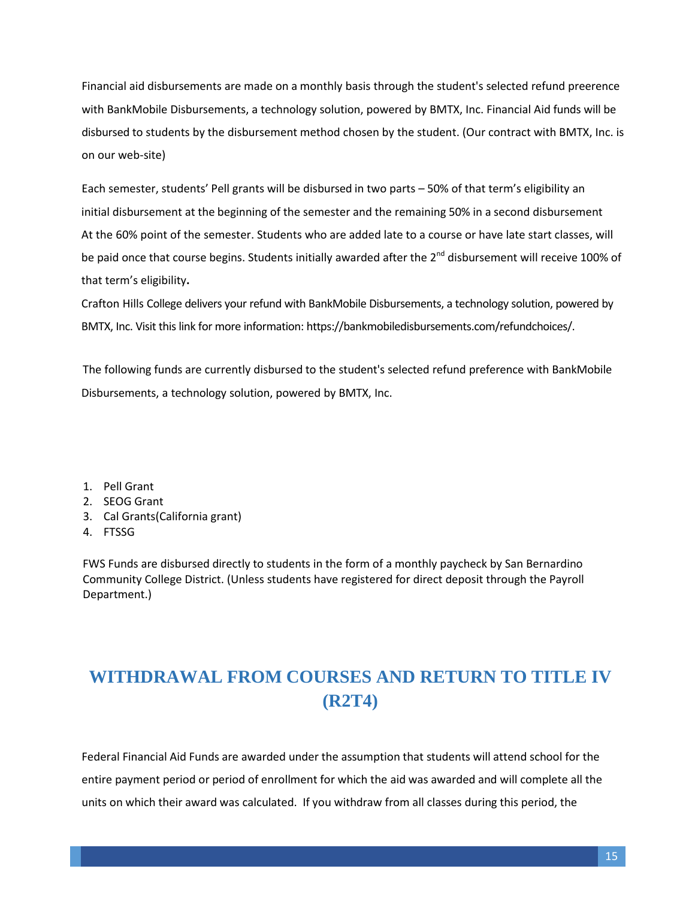Financial aid disbursements are made on a monthly basis through the student's selected refund preerence with BankMobile Disbursements, a technology solution, powered by BMTX, Inc. Financial Aid funds will be disbursed to students by the disbursement method chosen by the student. (Our contract with BMTX, Inc. is on our web-site)

Each semester, students' Pell grants will be disbursed in two parts – 50% of that term's eligibility an initial disbursement at the beginning of the semester and the remaining 50% in a second disbursement At the 60% point of the semester. Students who are added late to a course or have late start classes, will be paid once that course begins. Students initially awarded after the 2nd disbursement will receive 100% of that term's eligibility.

Crafton Hills College delivers your refund with BankMobile Disbursements, a technology solution, powered by BMTX, Inc. Visit this link for more information: https://bankmobiledisbursements.com/refundchoices/.

The following funds are currently disbursed to the student's selected refund preference with BankMobile Disbursements, a technology solution, powered by BMTX, Inc.

1. Pell Grant
2. SEOG Grant
3. Cal Grants(California grant)
4. FTSSG

FWS Funds are disbursed directly to students in the form of a monthly paycheck by San Bernardino Community College District. (Unless students have registered for direct deposit through the Payroll Department.)

# WITHDRAWAL FROM COURSES AND RETURN TO TITLE IV (R2T4)

Federal Financial Aid Funds are awarded under the assumption that students will attend school for the entire payment period or period of enrollment for which the aid was awarded and will complete all the units on which their award was calculated. If you withdraw from all classes during this period, the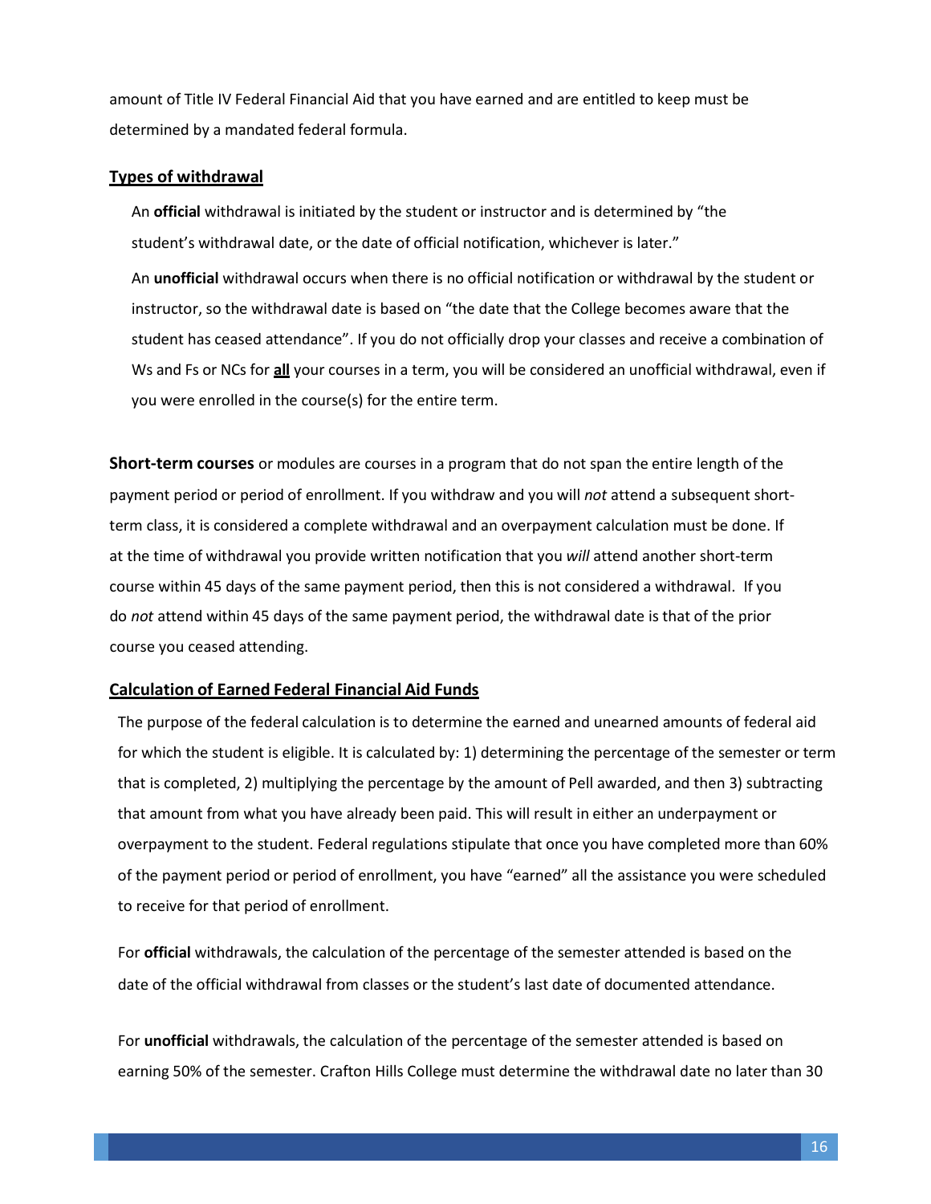amount of Title IV Federal Financial Aid that you have earned and are entitled to keep must be determined by a mandated federal formula.

## Types of withdrawal

An **official** withdrawal is initiated by the student or instructor and is determined by "the student's withdrawal date, or the date of official notification, whichever is later."

An **unofficial** withdrawal occurs when there is no official notification or withdrawal by the student or instructor, so the withdrawal date is based on "the date that the College becomes aware that the student has ceased attendance". If you do not officially drop your classes and receive a combination of Ws and Fs or NCs for **all** your courses in a term, you will be considered an unofficial withdrawal, even if you were enrolled in the course(s) for the entire term.

**Short-term courses** or modules are courses in a program that do not span the entire length of the payment period or period of enrollment. If you withdraw and you will *not* attend a subsequent short-term class, it is considered a complete withdrawal and an overpayment calculation must be done. If at the time of withdrawal you provide written notification that you *will* attend another short-term course within 45 days of the same payment period, then this is not considered a withdrawal. If you do *not* attend within 45 days of the same payment period, the withdrawal date is that of the prior course you ceased attending.

## Calculation of Earned Federal Financial Aid Funds

The purpose of the federal calculation is to determine the earned and unearned amounts of federal aid for which the student is eligible. It is calculated by: 1) determining the percentage of the semester or term that is completed, 2) multiplying the percentage by the amount of Pell awarded, and then 3) subtracting that amount from what you have already been paid. This will result in either an underpayment or overpayment to the student. Federal regulations stipulate that once you have completed more than 60% of the payment period or period of enrollment, you have "earned" all the assistance you were scheduled to receive for that period of enrollment.

For **official** withdrawals, the calculation of the percentage of the semester attended is based on the date of the official withdrawal from classes or the student's last date of documented attendance.

For **unofficial** withdrawals, the calculation of the percentage of the semester attended is based on earning 50% of the semester. Crafton Hills College must determine the withdrawal date no later than 30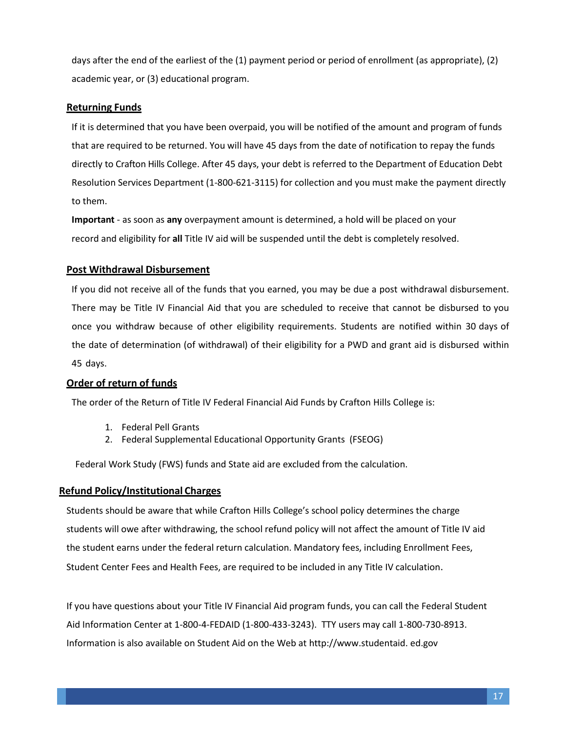days after the end of the earliest of the (1) payment period or period of enrollment (as appropriate), (2) academic year, or (3) educational program.

## Returning Funds

If it is determined that you have been overpaid, you will be notified of the amount and program of funds that are required to be returned. You will have 45 days from the date of notification to repay the funds directly to Crafton Hills College. After 45 days, your debt is referred to the Department of Education Debt Resolution Services Department (1-800-621-3115) for collection and you must make the payment directly to them.

**Important** - as soon as **any** overpayment amount is determined, a hold will be placed on your record and eligibility for **all** Title IV aid will be suspended until the debt is completely resolved.

## Post Withdrawal Disbursement

If you did not receive all of the funds that you earned, you may be due a post withdrawal disbursement. There may be Title IV Financial Aid that you are scheduled to receive that cannot be disbursed to you once you withdraw because of other eligibility requirements. Students are notified within 30 days of the date of determination (of withdrawal) of their eligibility for a PWD and grant aid is disbursed within 45 days.

## Order of return of funds

The order of the Return of Title IV Federal Financial Aid Funds by Crafton Hills College is:

1. Federal Pell Grants
2. Federal Supplemental Educational Opportunity Grants (FSEOG)

Federal Work Study (FWS) funds and State aid are excluded from the calculation.

## Refund Policy/Institutional Charges

Students should be aware that while Crafton Hills College's school policy determines the charge students will owe after withdrawing, the school refund policy will not affect the amount of Title IV aid the student earns under the federal return calculation. Mandatory fees, including Enrollment Fees, Student Center Fees and Health Fees, are required to be included in any Title IV calculation.

If you have questions about your Title IV Financial Aid program funds, you can call the Federal Student Aid Information Center at 1-800-4-FEDAID (1-800-433-3243). TTY users may call 1-800-730-8913. Information is also available on Student Aid on the Web at http://www.studentaid. ed.gov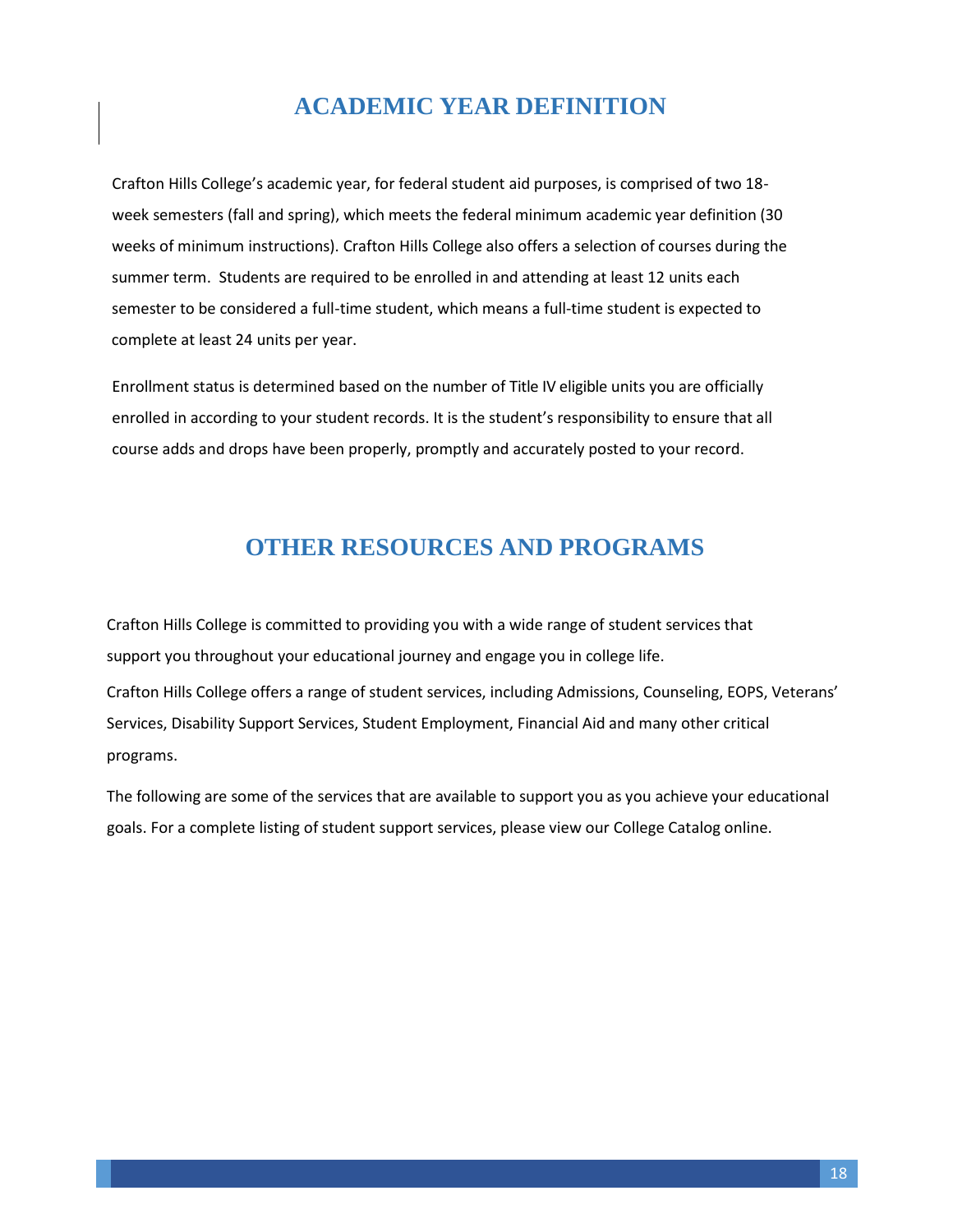# ACADEMIC YEAR DEFINITION

Crafton Hills College's academic year, for federal student aid purposes, is comprised of two 18-week semesters (fall and spring), which meets the federal minimum academic year definition (30 weeks of minimum instructions). Crafton Hills College also offers a selection of courses during the summer term. Students are required to be enrolled in and attending at least 12 units each semester to be considered a full-time student, which means a full-time student is expected to complete at least 24 units per year.

Enrollment status is determined based on the number of Title IV eligible units you are officially enrolled in according to your student records. It is the student's responsibility to ensure that all course adds and drops have been properly, promptly and accurately posted to your record.

# OTHER RESOURCES AND PROGRAMS

Crafton Hills College is committed to providing you with a wide range of student services that support you throughout your educational journey and engage you in college life.

Crafton Hills College offers a range of student services, including Admissions, Counseling, EOPS, Veterans' Services, Disability Support Services, Student Employment, Financial Aid and many other critical programs.

The following are some of the services that are available to support you as you achieve your educational goals. For a complete listing of student support services, please view our College Catalog online.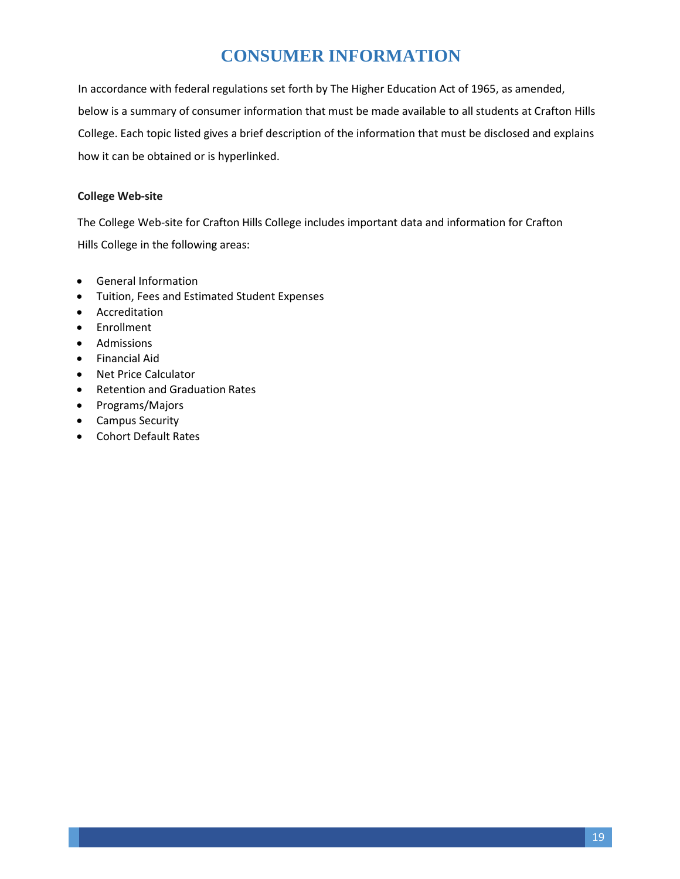# CONSUMER INFORMATION

In accordance with federal regulations set forth by The Higher Education Act of 1965, as amended, below is a summary of consumer information that must be made available to all students at Crafton Hills College. Each topic listed gives a brief description of the information that must be disclosed and explains how it can be obtained or is hyperlinked.

**College Web-site**

The College Web-site for Crafton Hills College includes important data and information for Crafton Hills College in the following areas:

- General Information
- Tuition, Fees and Estimated Student Expenses
- Accreditation
- Enrollment
- Admissions
- Financial Aid
- Net Price Calculator
- Retention and Graduation Rates
- Programs/Majors
- Campus Security
- Cohort Default Rates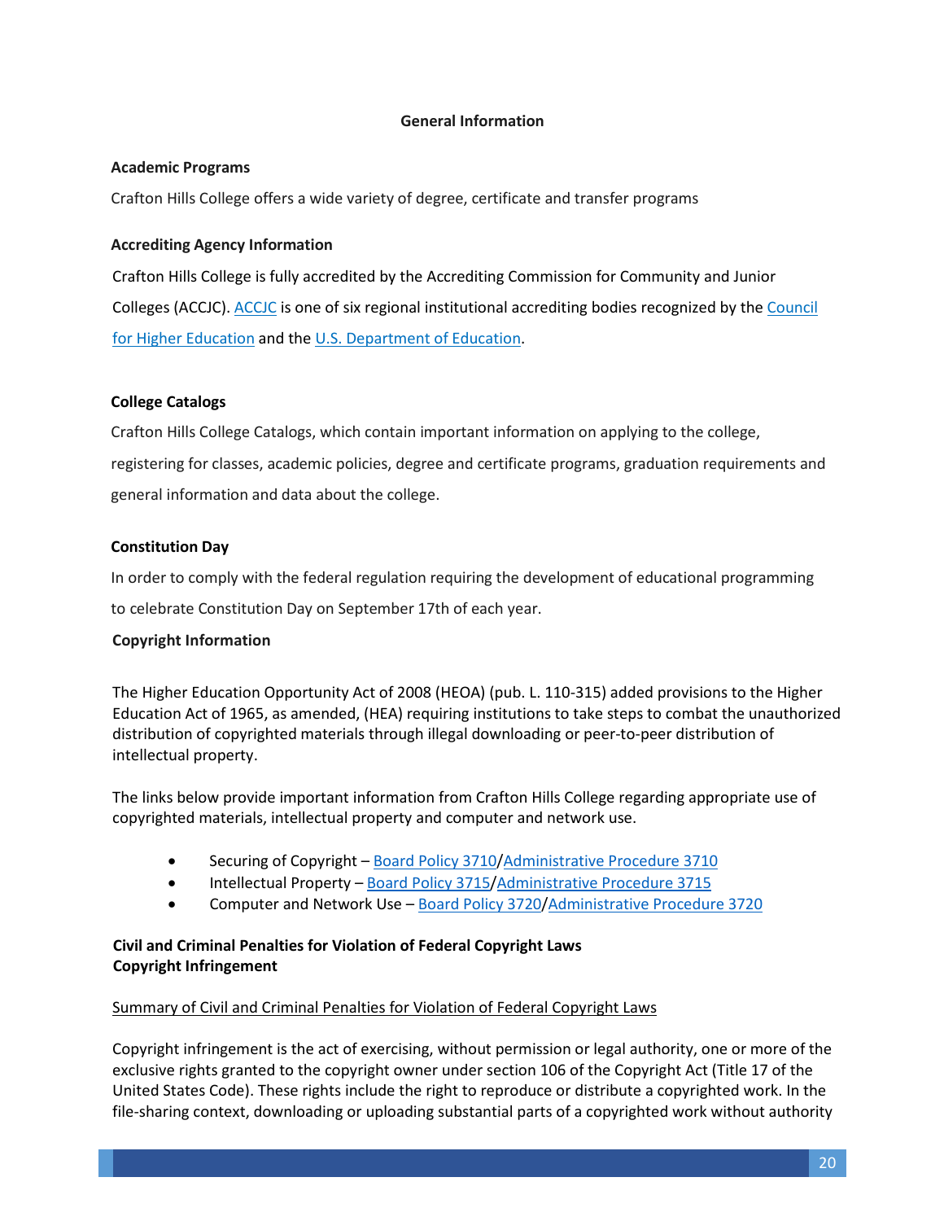## General Information

### Academic Programs

Crafton Hills College offers a wide variety of degree, certificate and transfer programs

### Accrediting Agency Information

Crafton Hills College is fully accredited by the Accrediting Commission for Community and Junior Colleges (ACCJC). ACCJC is one of six regional institutional accrediting bodies recognized by the Council for Higher Education and the U.S. Department of Education.

### College Catalogs

Crafton Hills College Catalogs, which contain important information on applying to the college, registering for classes, academic policies, degree and certificate programs, graduation requirements and general information and data about the college.

### Constitution Day

In order to comply with the federal regulation requiring the development of educational programming to celebrate Constitution Day on September 17th of each year.

### Copyright Information

The Higher Education Opportunity Act of 2008 (HEOA) (pub. L. 110-315) added provisions to the Higher Education Act of 1965, as amended, (HEA) requiring institutions to take steps to combat the unauthorized distribution of copyrighted materials through illegal downloading or peer-to-peer distribution of intellectual property.

The links below provide important information from Crafton Hills College regarding appropriate use of copyrighted materials, intellectual property and computer and network use.

- Securing of Copyright – Board Policy 3710/Administrative Procedure 3710
- Intellectual Property – Board Policy 3715/Administrative Procedure 3715
- Computer and Network Use – Board Policy 3720/Administrative Procedure 3720

### Civil and Criminal Penalties for Violation of Federal Copyright Laws
### Copyright Infringement

Summary of Civil and Criminal Penalties for Violation of Federal Copyright Laws

Copyright infringement is the act of exercising, without permission or legal authority, one or more of the exclusive rights granted to the copyright owner under section 106 of the Copyright Act (Title 17 of the United States Code). These rights include the right to reproduce or distribute a copyrighted work. In the file-sharing context, downloading or uploading substantial parts of a copyrighted work without authority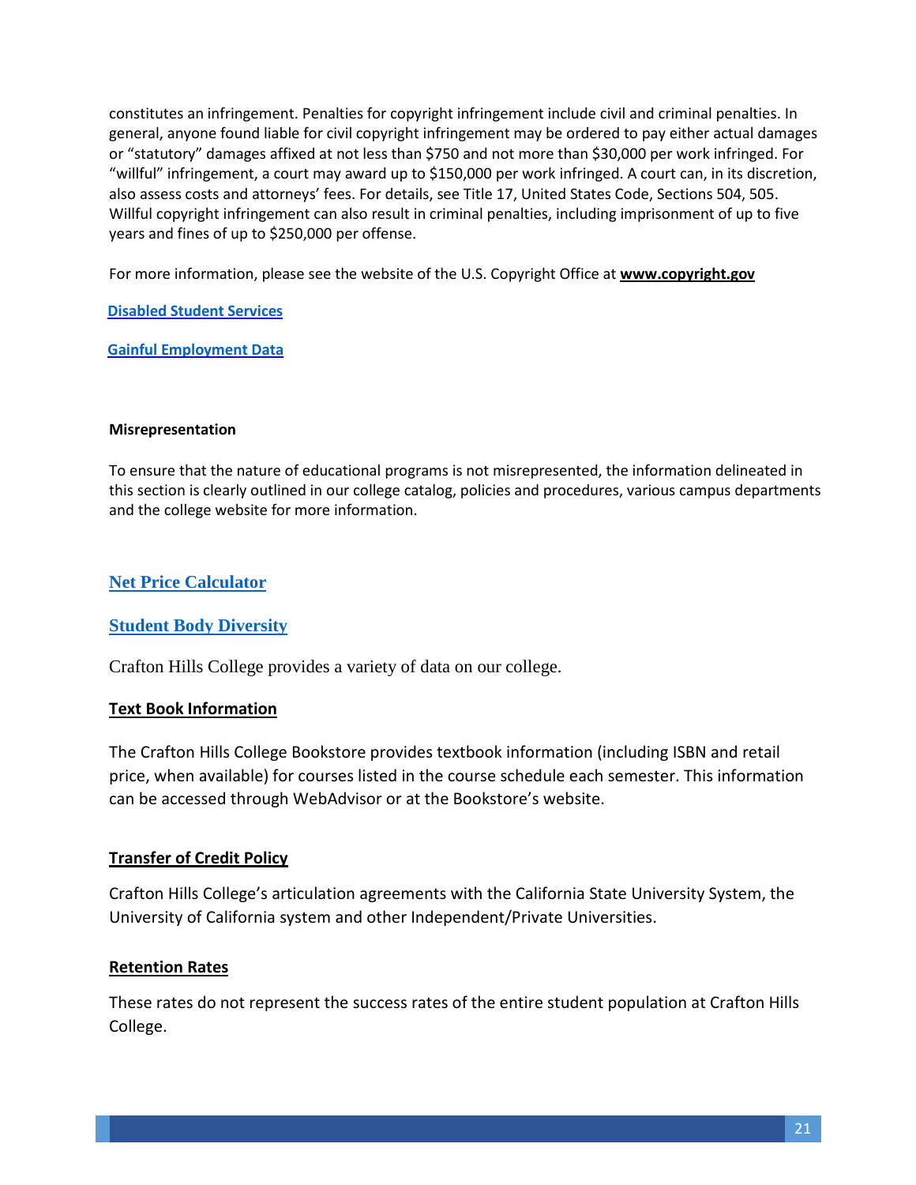constitutes an infringement. Penalties for copyright infringement include civil and criminal penalties. In general, anyone found liable for civil copyright infringement may be ordered to pay either actual damages or "statutory" damages affixed at not less than $750 and not more than $30,000 per work infringed. For "willful" infringement, a court may award up to $150,000 per work infringed. A court can, in its discretion, also assess costs and attorneys' fees. For details, see Title 17, United States Code, Sections 504, 505. Willful copyright infringement can also result in criminal penalties, including imprisonment of up to five years and fines of up to $250,000 per offense.

For more information, please see the website of the U.S. Copyright Office at **www.copyright.gov**

**Disabled Student Services**

**Gainful Employment Data**

**Misrepresentation**

To ensure that the nature of educational programs is not misrepresented, the information delineated in this section is clearly outlined in our college catalog, policies and procedures, various campus departments and the college website for more information.

## Net Price Calculator

## Student Body Diversity

Crafton Hills College provides a variety of data on our college.

**Text Book Information**

The Crafton Hills College Bookstore provides textbook information (including ISBN and retail price, when available) for courses listed in the course schedule each semester. This information can be accessed through WebAdvisor or at the Bookstore's website.

**Transfer of Credit Policy**

Crafton Hills College's articulation agreements with the California State University System, the University of California system and other Independent/Private Universities.

**Retention Rates**

These rates do not represent the success rates of the entire student population at Crafton Hills College.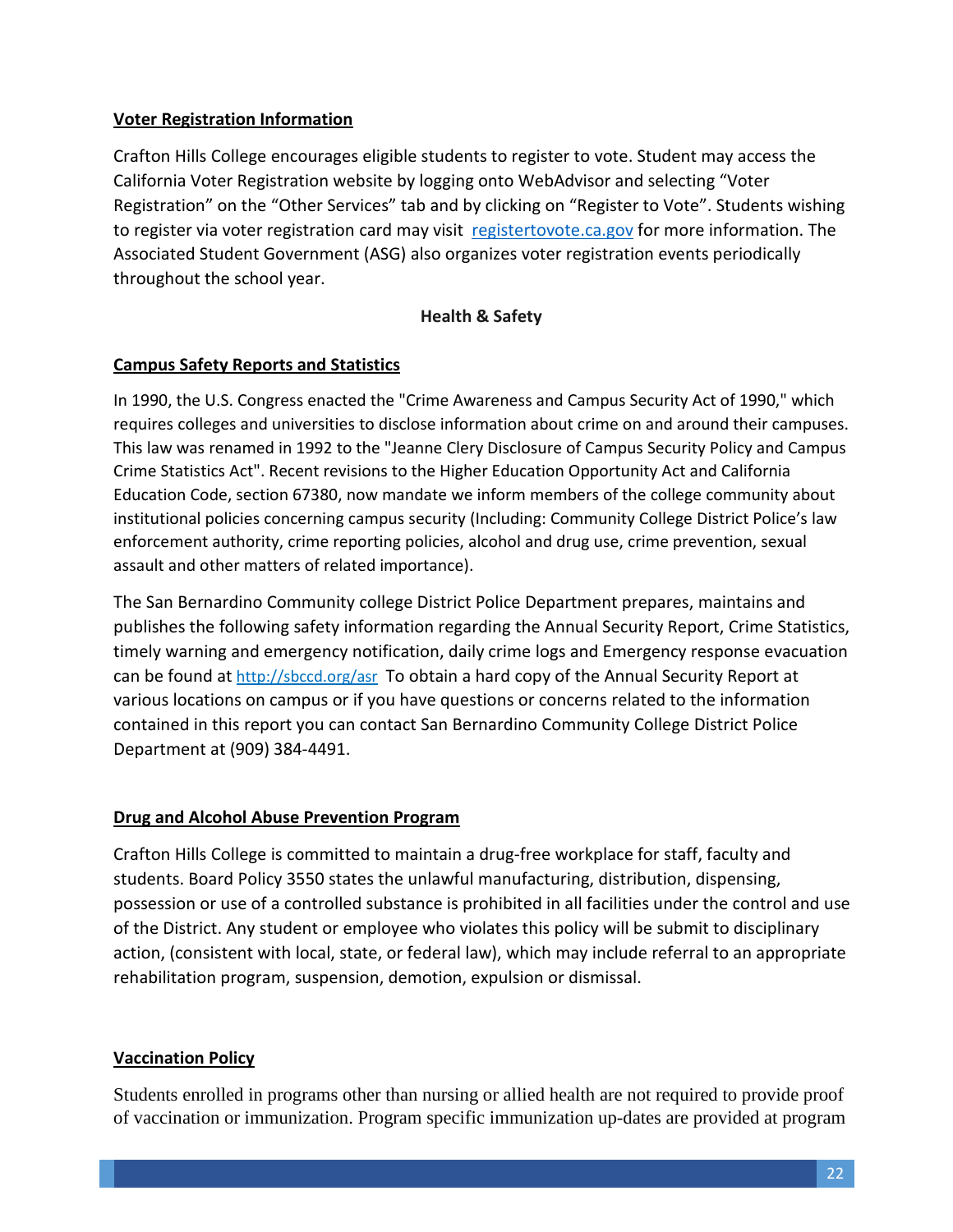**Voter Registration Information**

Crafton Hills College encourages eligible students to register to vote. Student may access the California Voter Registration website by logging onto WebAdvisor and selecting "Voter Registration" on the "Other Services" tab and by clicking on "Register to Vote". Students wishing to register via voter registration card may visit [registertovote.ca.gov](registertovote.ca.gov) for more information. The Associated Student Government (ASG) also organizes voter registration events periodically throughout the school year.

## Health & Safety

**Campus Safety Reports and Statistics**

In 1990, the U.S. Congress enacted the "Crime Awareness and Campus Security Act of 1990," which requires colleges and universities to disclose information about crime on and around their campuses. This law was renamed in 1992 to the "Jeanne Clery Disclosure of Campus Security Policy and Campus Crime Statistics Act". Recent revisions to the Higher Education Opportunity Act and California Education Code, section 67380, now mandate we inform members of the college community about institutional policies concerning campus security (Including: Community College District Police's law enforcement authority, crime reporting policies, alcohol and drug use, crime prevention, sexual assault and other matters of related importance).

The San Bernardino Community college District Police Department prepares, maintains and publishes the following safety information regarding the Annual Security Report, Crime Statistics, timely warning and emergency notification, daily crime logs and Emergency response evacuation can be found at [http://sbccd.org/asr](http://sbccd.org/asr) To obtain a hard copy of the Annual Security Report at various locations on campus or if you have questions or concerns related to the information contained in this report you can contact San Bernardino Community College District Police Department at (909) 384-4491.

**Drug and Alcohol Abuse Prevention Program**

Crafton Hills College is committed to maintain a drug-free workplace for staff, faculty and students. Board Policy 3550 states the unlawful manufacturing, distribution, dispensing, possession or use of a controlled substance is prohibited in all facilities under the control and use of the District. Any student or employee who violates this policy will be submit to disciplinary action, (consistent with local, state, or federal law), which may include referral to an appropriate rehabilitation program, suspension, demotion, expulsion or dismissal.

**Vaccination Policy**

Students enrolled in programs other than nursing or allied health are not required to provide proof of vaccination or immunization. Program specific immunization up-dates are provided at program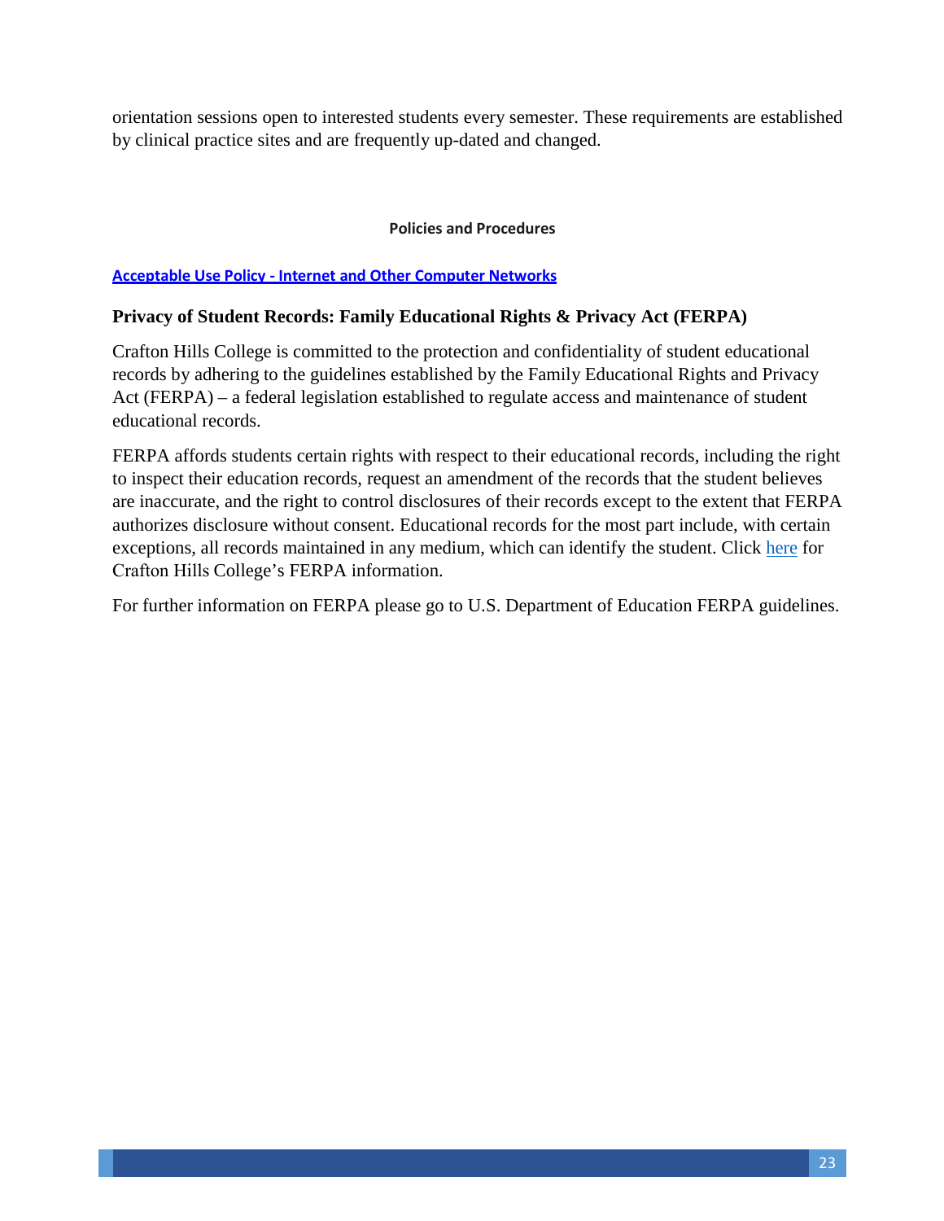orientation sessions open to interested students every semester. These requirements are established by clinical practice sites and are frequently up-dated and changed.

## Policies and Procedures

**Acceptable Use Policy - Internet and Other Computer Networks**

### Privacy of Student Records: Family Educational Rights & Privacy Act (FERPA)

Crafton Hills College is committed to the protection and confidentiality of student educational records by adhering to the guidelines established by the Family Educational Rights and Privacy Act (FERPA) – a federal legislation established to regulate access and maintenance of student educational records.

FERPA affords students certain rights with respect to their educational records, including the right to inspect their education records, request an amendment of the records that the student believes are inaccurate, and the right to control disclosures of their records except to the extent that FERPA authorizes disclosure without consent. Educational records for the most part include, with certain exceptions, all records maintained in any medium, which can identify the student. Click here for Crafton Hills College's FERPA information.

For further information on FERPA please go to U.S. Department of Education FERPA guidelines.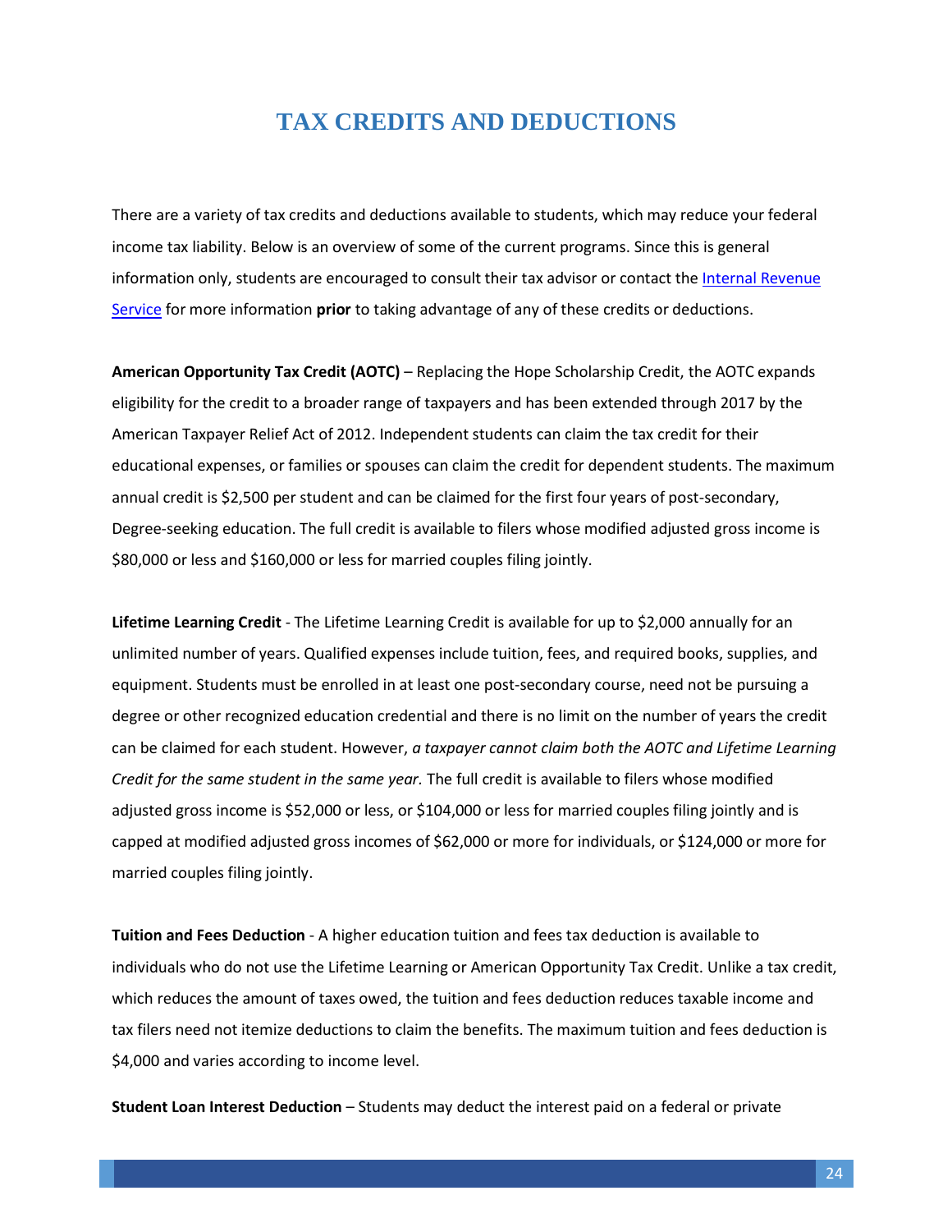# TAX CREDITS AND DEDUCTIONS

There are a variety of tax credits and deductions available to students, which may reduce your federal income tax liability. Below is an overview of some of the current programs. Since this is general information only, students are encouraged to consult their tax advisor or contact the [Internal Revenue Service]() for more information **prior** to taking advantage of any of these credits or deductions.

**American Opportunity Tax Credit (AOTC)** – Replacing the Hope Scholarship Credit, the AOTC expands eligibility for the credit to a broader range of taxpayers and has been extended through 2017 by the American Taxpayer Relief Act of 2012. Independent students can claim the tax credit for their educational expenses, or families or spouses can claim the credit for dependent students. The maximum annual credit is $2,500 per student and can be claimed for the first four years of post-secondary, Degree-seeking education. The full credit is available to filers whose modified adjusted gross income is $80,000 or less and $160,000 or less for married couples filing jointly.

**Lifetime Learning Credit** - The Lifetime Learning Credit is available for up to $2,000 annually for an unlimited number of years. Qualified expenses include tuition, fees, and required books, supplies, and equipment. Students must be enrolled in at least one post-secondary course, need not be pursuing a degree or other recognized education credential and there is no limit on the number of years the credit can be claimed for each student. However, *a taxpayer cannot claim both the AOTC and Lifetime Learning Credit for the same student in the same year.* The full credit is available to filers whose modified adjusted gross income is $52,000 or less, or $104,000 or less for married couples filing jointly and is capped at modified adjusted gross incomes of $62,000 or more for individuals, or $124,000 or more for married couples filing jointly.

**Tuition and Fees Deduction** - A higher education tuition and fees tax deduction is available to individuals who do not use the Lifetime Learning or American Opportunity Tax Credit. Unlike a tax credit, which reduces the amount of taxes owed, the tuition and fees deduction reduces taxable income and tax filers need not itemize deductions to claim the benefits. The maximum tuition and fees deduction is $4,000 and varies according to income level.

**Student Loan Interest Deduction** – Students may deduct the interest paid on a federal or private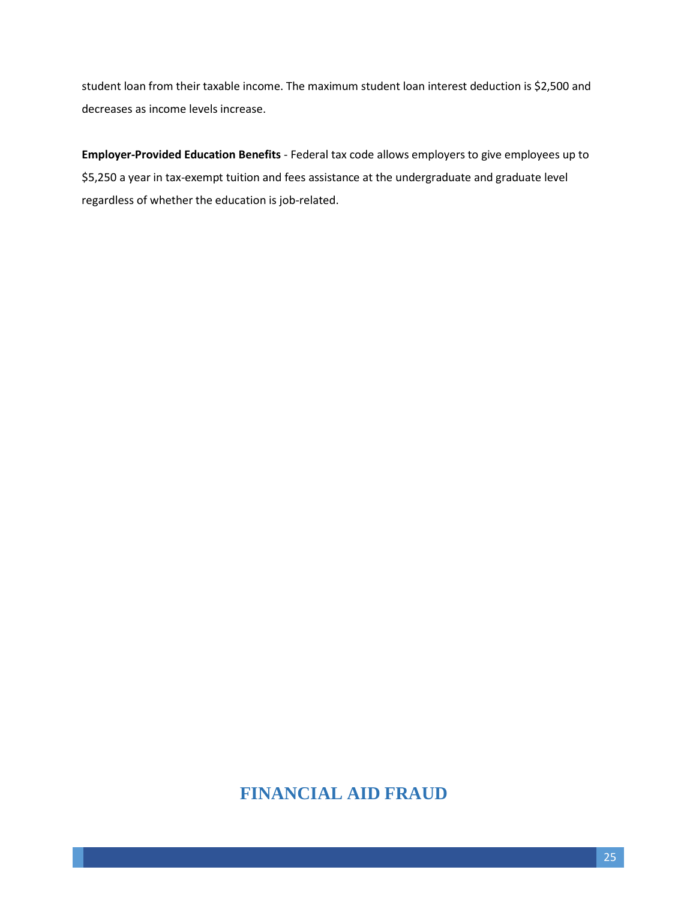student loan from their taxable income. The maximum student loan interest deduction is $2,500 and decreases as income levels increase.

**Employer-Provided Education Benefits** - Federal tax code allows employers to give employees up to $5,250 a year in tax-exempt tuition and fees assistance at the undergraduate and graduate level regardless of whether the education is job-related.

# FINANCIAL AID FRAUD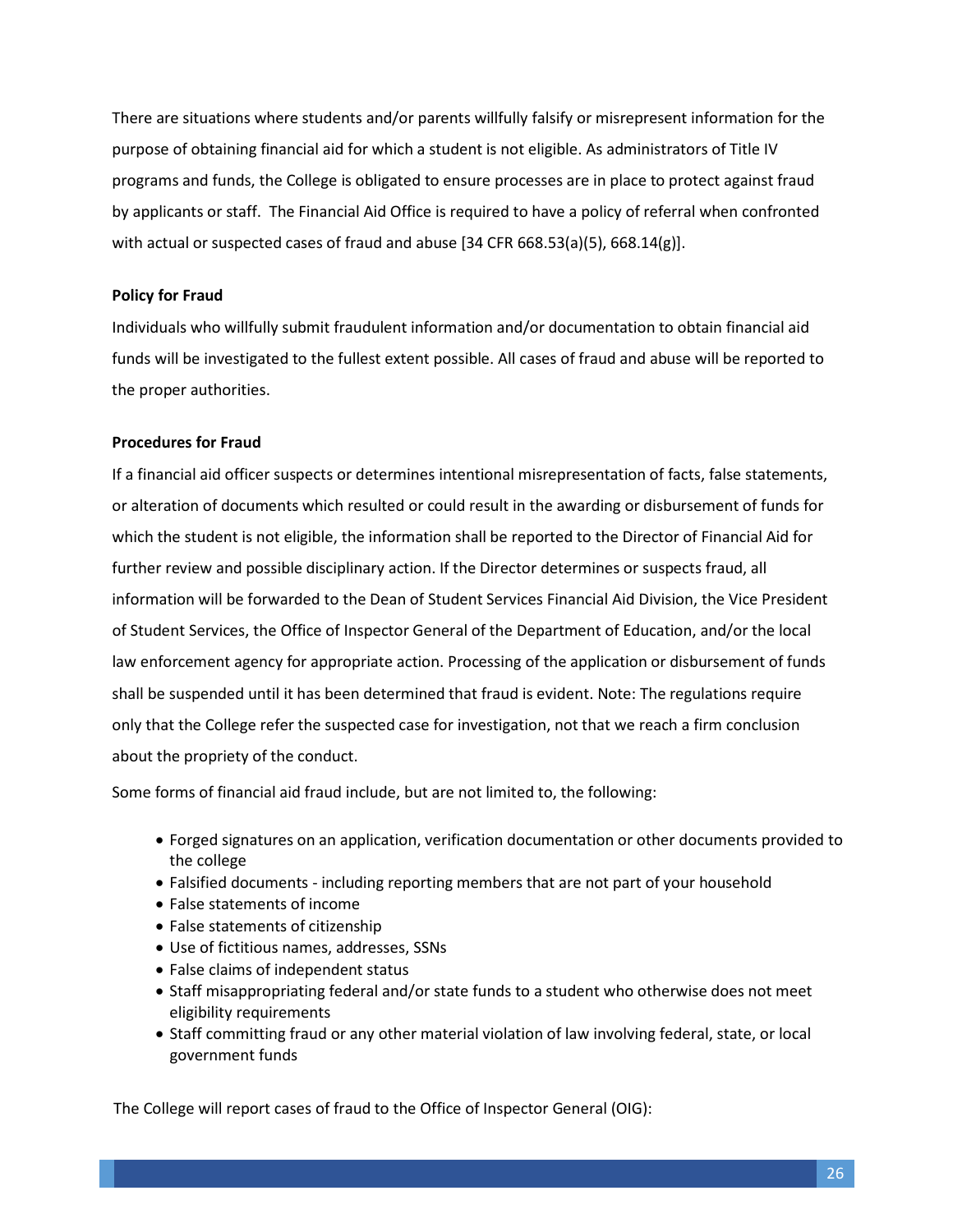There are situations where students and/or parents willfully falsify or misrepresent information for the purpose of obtaining financial aid for which a student is not eligible. As administrators of Title IV programs and funds, the College is obligated to ensure processes are in place to protect against fraud by applicants or staff. The Financial Aid Office is required to have a policy of referral when confronted with actual or suspected cases of fraud and abuse [34 CFR 668.53(a)(5), 668.14(g)].

**Policy for Fraud**

Individuals who willfully submit fraudulent information and/or documentation to obtain financial aid funds will be investigated to the fullest extent possible. All cases of fraud and abuse will be reported to the proper authorities.

**Procedures for Fraud**

If a financial aid officer suspects or determines intentional misrepresentation of facts, false statements, or alteration of documents which resulted or could result in the awarding or disbursement of funds for which the student is not eligible, the information shall be reported to the Director of Financial Aid for further review and possible disciplinary action. If the Director determines or suspects fraud, all information will be forwarded to the Dean of Student Services Financial Aid Division, the Vice President of Student Services, the Office of Inspector General of the Department of Education, and/or the local law enforcement agency for appropriate action. Processing of the application or disbursement of funds shall be suspended until it has been determined that fraud is evident. Note: The regulations require only that the College refer the suspected case for investigation, not that we reach a firm conclusion about the propriety of the conduct.

Some forms of financial aid fraud include, but are not limited to, the following:

- Forged signatures on an application, verification documentation or other documents provided to the college
- Falsified documents - including reporting members that are not part of your household
- False statements of income
- False statements of citizenship
- Use of fictitious names, addresses, SSNs
- False claims of independent status
- Staff misappropriating federal and/or state funds to a student who otherwise does not meet eligibility requirements
- Staff committing fraud or any other material violation of law involving federal, state, or local government funds

The College will report cases of fraud to the Office of Inspector General (OIG):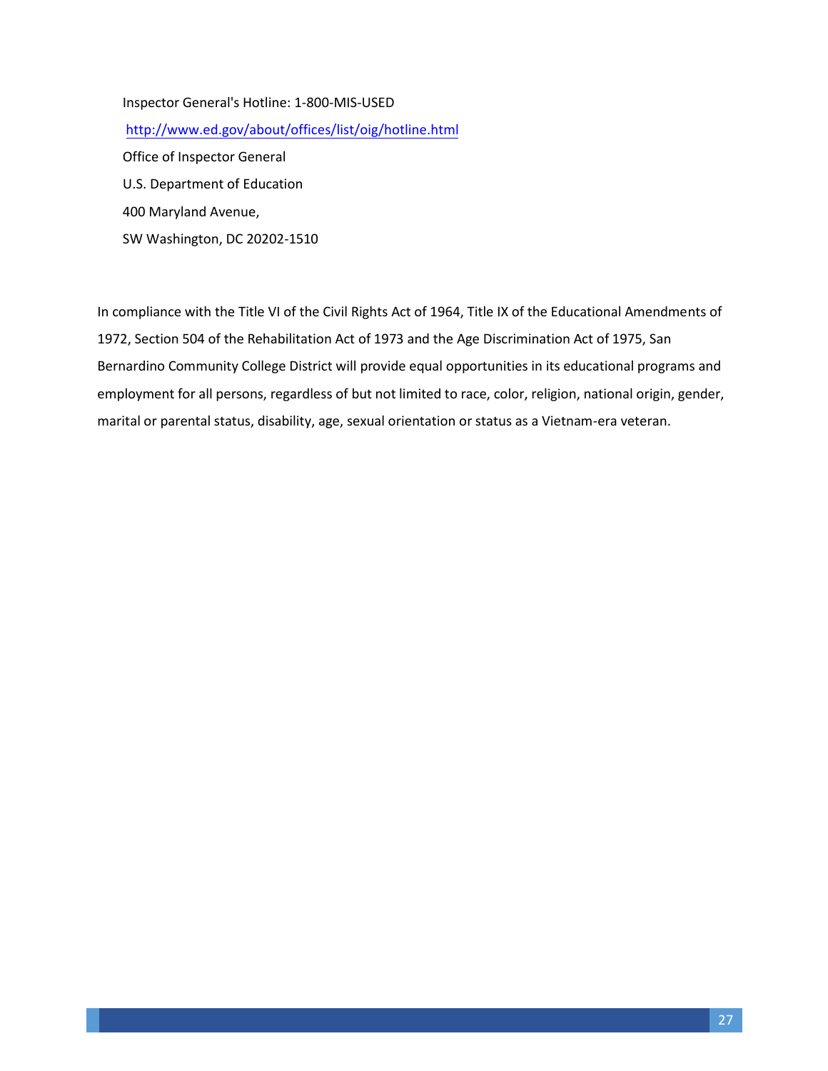Inspector General's Hotline: 1-800-MIS-USED

http://www.ed.gov/about/offices/list/oig/hotline.html

Office of Inspector General

U.S. Department of Education

400 Maryland Avenue,

SW Washington, DC 20202-1510

In compliance with the Title VI of the Civil Rights Act of 1964, Title IX of the Educational Amendments of 1972, Section 504 of the Rehabilitation Act of 1973 and the Age Discrimination Act of 1975, San Bernardino Community College District will provide equal opportunities in its educational programs and employment for all persons, regardless of but not limited to race, color, religion, national origin, gender, marital or parental status, disability, age, sexual orientation or status as a Vietnam-era veteran.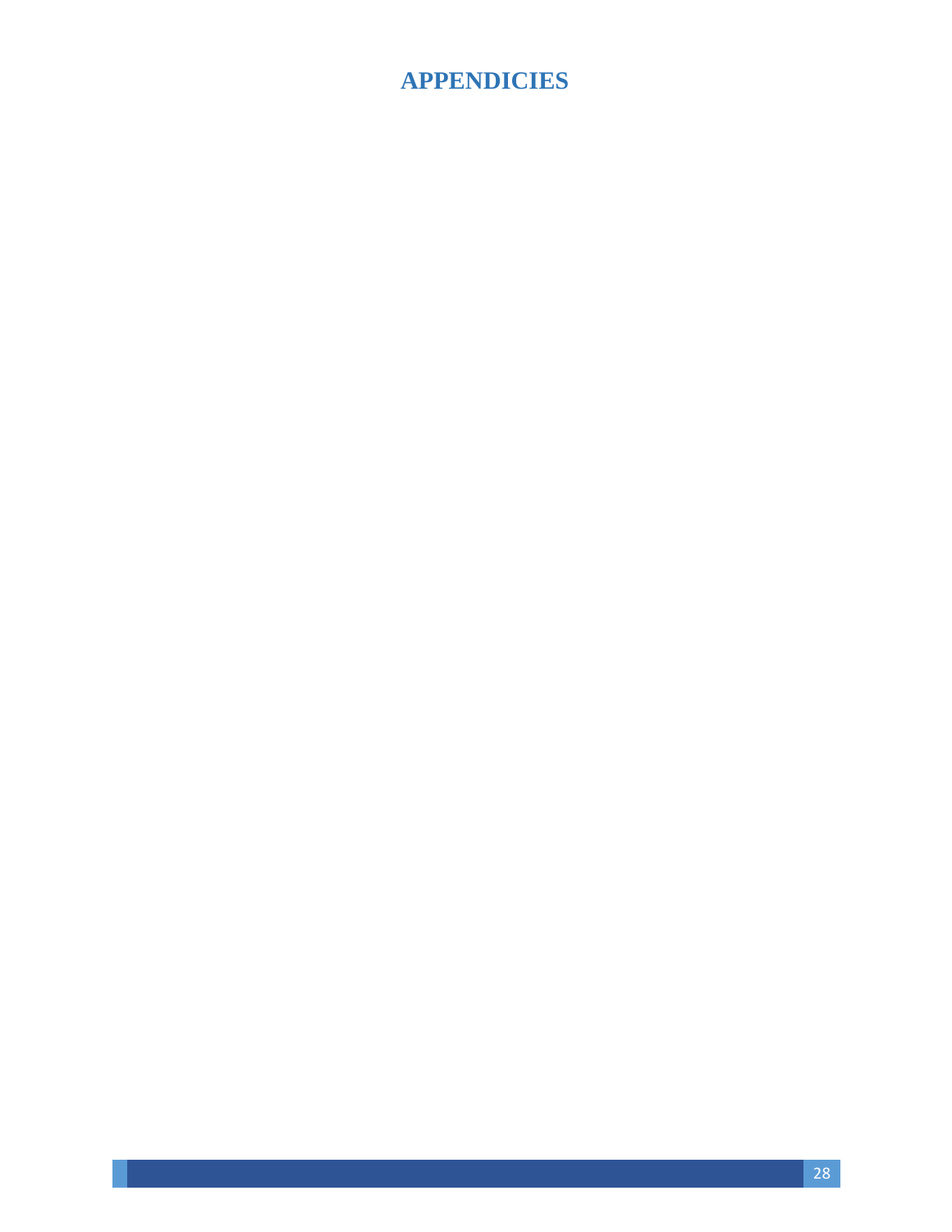# APPENDICIES